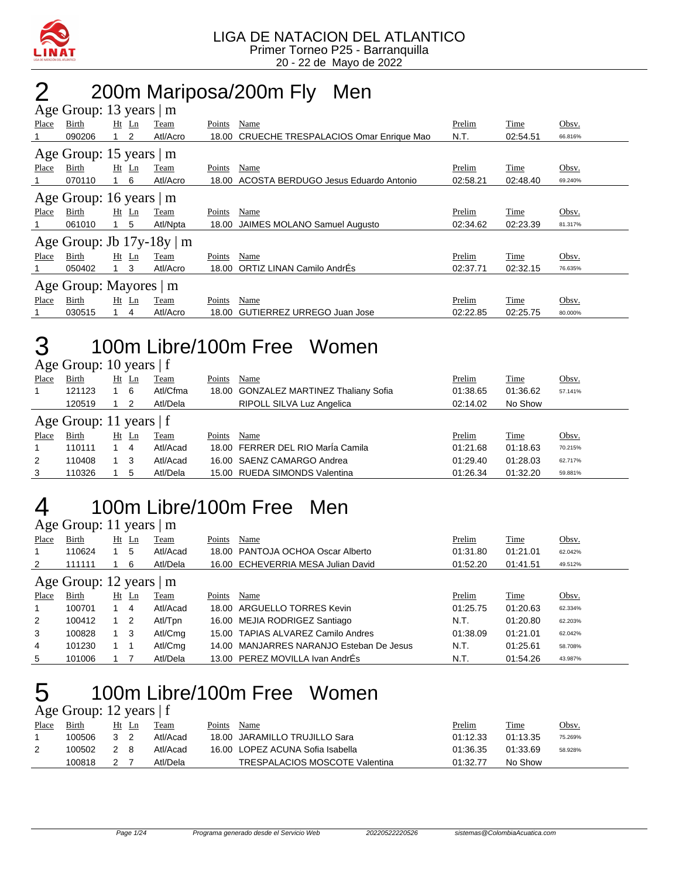LIGA DE NATACION DEL ATLANTICO
Primer Torneo P25 - Barranquilla
20 - 22 de Mayo de 2022

# 2 200m Mariposa/200m Fly Men

### Age Group: 13 years | m

| Place | Birth | Ht | Ln | Team | Points | Name | Prelim | Time | Obsv. |
|---|---|---|---|---|---|---|---|---|---|
| 1 | 090206 | 1 | 2 | Atl/Acro | 18.00 | CRUECHE TRESPALACIOS Omar Enrique Mao | N.T. | 02:54.51 | 66.816% |

### Age Group: 15 years | m

| Place | Birth | Ht | Ln | Team | Points | Name | Prelim | Time | Obsv. |
|---|---|---|---|---|---|---|---|---|---|
| 1 | 070110 | 1 | 6 | Atl/Acro | 18.00 | ACOSTA BERDUGO Jesus Eduardo Antonio | 02:58.21 | 02:48.40 | 69.240% |

### Age Group: 16 years | m

| Place | Birth | Ht | Ln | Team | Points | Name | Prelim | Time | Obsv. |
|---|---|---|---|---|---|---|---|---|---|
| 1 | 061010 | 1 | 5 | Atl/Npta | 18.00 | JAIMES MOLANO Samuel Augusto | 02:34.62 | 02:23.39 | 81.317% |

### Age Group: Jb 17y-18y | m

| Place | Birth | Ht | Ln | Team | Points | Name | Prelim | Time | Obsv. |
|---|---|---|---|---|---|---|---|---|---|
| 1 | 050402 | 1 | 3 | Atl/Acro | 18.00 | ORTIZ LINAN Camilo AndrÉs | 02:37.71 | 02:32.15 | 76.635% |

### Age Group: Mayores | m

| Place | Birth | Ht | Ln | Team | Points | Name | Prelim | Time | Obsv. |
|---|---|---|---|---|---|---|---|---|---|
| 1 | 030515 | 1 | 4 | Atl/Acro | 18.00 | GUTIERREZ URREGO Juan Jose | 02:22.85 | 02:25.75 | 80.000% |

# 3 100m Libre/100m Free Women

### Age Group: 10 years | f

| Place | Birth | Ht | Ln | Team | Points | Name | Prelim | Time | Obsv. |
|---|---|---|---|---|---|---|---|---|---|
| 1 | 121123 | 1 | 6 | Atl/Cfma | 18.00 | GONZALEZ MARTINEZ Thaliany Sofia | 01:38.65 | 01:36.62 | 57.141% |
| | 120519 | 1 | 2 | Atl/Dela | | RIPOLL SILVA Luz Angelica | 02:14.02 | No Show | |

### Age Group: 11 years | f

| Place | Birth | Ht | Ln | Team | Points | Name | Prelim | Time | Obsv. |
|---|---|---|---|---|---|---|---|---|---|
| 1 | 110111 | 1 | 4 | Atl/Acad | 18.00 | FERRER DEL RIO MarÍa Camila | 01:21.68 | 01:18.63 | 70.215% |
| 2 | 110408 | 1 | 3 | Atl/Acad | 16.00 | SAENZ CAMARGO Andrea | 01:29.40 | 01:28.03 | 62.717% |
| 3 | 110326 | 1 | 5 | Atl/Dela | 15.00 | RUEDA SIMONDS Valentina | 01:26.34 | 01:32.20 | 59.881% |

# 4 100m Libre/100m Free Men

### Age Group: 11 years | m

| Place | Birth | Ht | Ln | Team | Points | Name | Prelim | Time | Obsv. |
|---|---|---|---|---|---|---|---|---|---|
| 1 | 110624 | 1 | 5 | Atl/Acad | 18.00 | PANTOJA OCHOA Oscar Alberto | 01:31.80 | 01:21.01 | 62.042% |
| 2 | 111111 | 1 | 6 | Atl/Dela | 16.00 | ECHEVERRIA MESA Julian David | 01:52.20 | 01:41.51 | 49.512% |

### Age Group: 12 years | m

| Place | Birth | Ht | Ln | Team | Points | Name | Prelim | Time | Obsv. |
|---|---|---|---|---|---|---|---|---|---|
| 1 | 100701 | 1 | 4 | Atl/Acad | 18.00 | ARGUELLO TORRES Kevin | 01:25.75 | 01:20.63 | 62.334% |
| 2 | 100412 | 1 | 2 | Atl/Tpn | 16.00 | MEJIA RODRIGEZ Santiago | N.T. | 01:20.80 | 62.203% |
| 3 | 100828 | 1 | 3 | Atl/Cmg | 15.00 | TAPIAS ALVAREZ Camilo Andres | 01:38.09 | 01:21.01 | 62.042% |
| 4 | 101230 | 1 | 1 | Atl/Cmg | 14.00 | MANJARRES NARANJO Esteban De Jesus | N.T. | 01:25.61 | 58.708% |
| 5 | 101006 | 1 | 7 | Atl/Dela | 13.00 | PEREZ MOVILLA Ivan AndrÉs | N.T. | 01:54.26 | 43.987% |

# 5 100m Libre/100m Free Women

### Age Group: 12 years | f

| Place | Birth | Ht | Ln | Team | Points | Name | Prelim | Time | Obsv. |
|---|---|---|---|---|---|---|---|---|---|
| 1 | 100506 | 3 | 2 | Atl/Acad | 18.00 | JARAMILLO TRUJILLO Sara | 01:12.33 | 01:13.35 | 75.269% |
| 2 | 100502 | 2 | 8 | Atl/Acad | 16.00 | LOPEZ ACUNA Sofia Isabella | 01:36.35 | 01:33.69 | 58.928% |
| | 100818 | 2 | 7 | Atl/Dela | | TRESPALACIOS MOSCOTE Valentina | 01:32.77 | No Show | |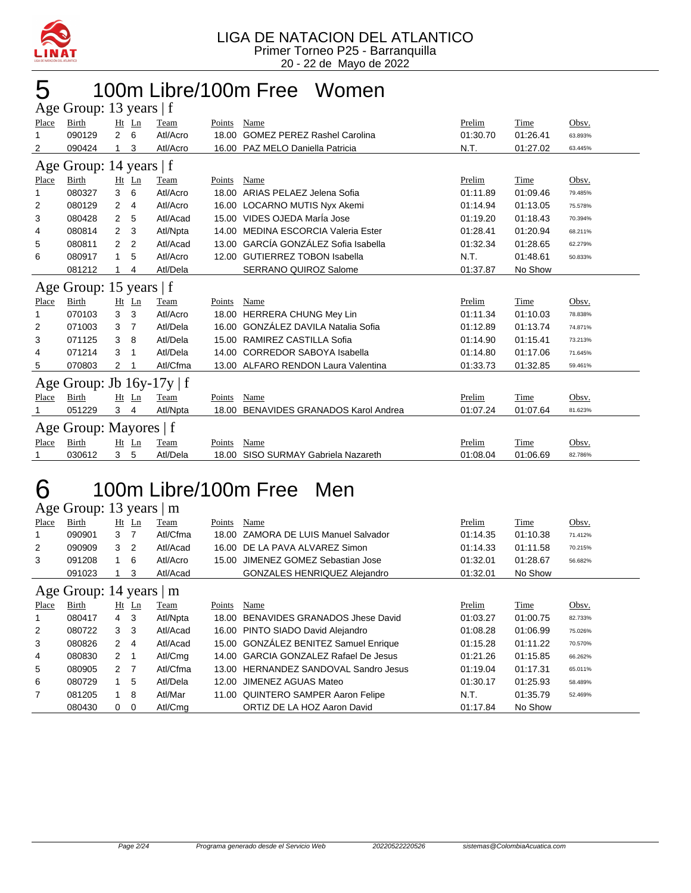LIGA DE NATACION DEL ATLANTICO
Primer Torneo P25 - Barranquilla
20 - 22 de Mayo de 2022

# 5 100m Libre/100m Free Women

### Age Group: 13 years | f

| Place | Birth | Ht | Ln | Team | Points | Name | Prelim | Time | Obsv. |
|---|---|---|---|---|---|---|---|---|---|
| 1 | 090129 | 2 | 6 | Atl/Acro | 18.00 | GOMEZ PEREZ Rashel Carolina | 01:30.70 | 01:26.41 | 63.893% |
| 2 | 090424 | 1 | 3 | Atl/Acro | 16.00 | PAZ MELO Daniella Patricia | N.T. | 01:27.02 | 63.445% |

### Age Group: 14 years | f

| Place | Birth | Ht | Ln | Team | Points | Name | Prelim | Time | Obsv. |
|---|---|---|---|---|---|---|---|---|---|
| 1 | 080327 | 3 | 6 | Atl/Acro | 18.00 | ARIAS PELAEZ Jelena Sofia | 01:11.89 | 01:09.46 | 79.485% |
| 2 | 080129 | 2 | 4 | Atl/Acro | 16.00 | LOCARNO MUTIS Nyx Akemi | 01:14.94 | 01:13.05 | 75.578% |
| 3 | 080428 | 2 | 5 | Atl/Acad | 15.00 | VIDES OJEDA MarÍa Jose | 01:19.20 | 01:18.43 | 70.394% |
| 4 | 080814 | 2 | 3 | Atl/Npta | 14.00 | MEDINA ESCORCIA Valeria Ester | 01:28.41 | 01:20.94 | 68.211% |
| 5 | 080811 | 2 | 2 | Atl/Acad | 13.00 | GARCÍA GONZÁLEZ Sofia Isabella | 01:32.34 | 01:28.65 | 62.279% |
| 6 | 080917 | 1 | 5 | Atl/Acro | 12.00 | GUTIERREZ TOBON Isabella | N.T. | 01:48.61 | 50.833% |
| | 081212 | 1 | 4 | Atl/Dela | | SERRANO QUIROZ Salome | 01:37.87 | No Show | |

### Age Group: 15 years | f

| Place | Birth | Ht | Ln | Team | Points | Name | Prelim | Time | Obsv. |
|---|---|---|---|---|---|---|---|---|---|
| 1 | 070103 | 3 | 3 | Atl/Acro | 18.00 | HERRERA CHUNG Mey Lin | 01:11.34 | 01:10.03 | 78.838% |
| 2 | 071003 | 3 | 7 | Atl/Dela | 16.00 | GONZÁLEZ DAVILA Natalia Sofia | 01:12.89 | 01:13.74 | 74.871% |
| 3 | 071125 | 3 | 8 | Atl/Dela | 15.00 | RAMIREZ CASTILLA Sofia | 01:14.90 | 01:15.41 | 73.213% |
| 4 | 071214 | 3 | 1 | Atl/Dela | 14.00 | CORREDOR SABOYA Isabella | 01:14.80 | 01:17.06 | 71.645% |
| 5 | 070803 | 2 | 1 | Atl/Cfma | 13.00 | ALFARO RENDON Laura Valentina | 01:33.73 | 01:32.85 | 59.461% |

### Age Group: Jb 16y-17y | f

| Place | Birth | Ht | Ln | Team | Points | Name | Prelim | Time | Obsv. |
|---|---|---|---|---|---|---|---|---|---|
| 1 | 051229 | 3 | 4 | Atl/Npta | 18.00 | BENAVIDES GRANADOS Karol Andrea | 01:07.24 | 01:07.64 | 81.623% |

### Age Group: Mayores | f

| Place | Birth | Ht | Ln | Team | Points | Name | Prelim | Time | Obsv. |
|---|---|---|---|---|---|---|---|---|---|
| 1 | 030612 | 3 | 5 | Atl/Dela | 18.00 | SISO SURMAY Gabriela Nazareth | 01:08.04 | 01:06.69 | 82.786% |

# 6 100m Libre/100m Free Men

### Age Group: 13 years | m

| Place | Birth | Ht | Ln | Team | Points | Name | Prelim | Time | Obsv. |
|---|---|---|---|---|---|---|---|---|---|
| 1 | 090901 | 3 | 7 | Atl/Cfma | 18.00 | ZAMORA DE LUIS Manuel Salvador | 01:14.35 | 01:10.38 | 71.412% |
| 2 | 090909 | 3 | 2 | Atl/Acad | 16.00 | DE LA PAVA ALVAREZ Simon | 01:14.33 | 01:11.58 | 70.215% |
| 3 | 091208 | 1 | 6 | Atl/Acro | 15.00 | JIMENEZ GOMEZ Sebastian Jose | 01:32.01 | 01:28.67 | 56.682% |
| | 091023 | 1 | 3 | Atl/Acad | | GONZALES HENRIQUEZ Alejandro | 01:32.01 | No Show | |

### Age Group: 14 years | m

| Place | Birth | Ht | Ln | Team | Points | Name | Prelim | Time | Obsv. |
|---|---|---|---|---|---|---|---|---|---|
| 1 | 080417 | 4 | 3 | Atl/Npta | 18.00 | BENAVIDES GRANADOS Jhese David | 01:03.27 | 01:00.75 | 82.733% |
| 2 | 080722 | 3 | 3 | Atl/Acad | 16.00 | PINTO SIADO David Alejandro | 01:08.28 | 01:06.99 | 75.026% |
| 3 | 080826 | 2 | 4 | Atl/Acad | 15.00 | GONZÁLEZ BENITEZ Samuel Enrique | 01:15.28 | 01:11.22 | 70.570% |
| 4 | 080830 | 2 | 1 | Atl/Cmg | 14.00 | GARCIA GONZALEZ Rafael De Jesus | 01:21.26 | 01:15.85 | 66.262% |
| 5 | 080905 | 2 | 7 | Atl/Cfma | 13.00 | HERNANDEZ SANDOVAL Sandro Jesus | 01:19.04 | 01:17.31 | 65.011% |
| 6 | 080729 | 1 | 5 | Atl/Dela | 12.00 | JIMENEZ AGUAS Mateo | 01:30.17 | 01:25.93 | 58.489% |
| 7 | 081205 | 1 | 8 | Atl/Mar | 11.00 | QUINTERO SAMPER Aaron Felipe | N.T. | 01:35.79 | 52.469% |
| | 080430 | 0 | 0 | Atl/Cmg | | ORTIZ DE LA HOZ Aaron David | 01:17.84 | No Show | |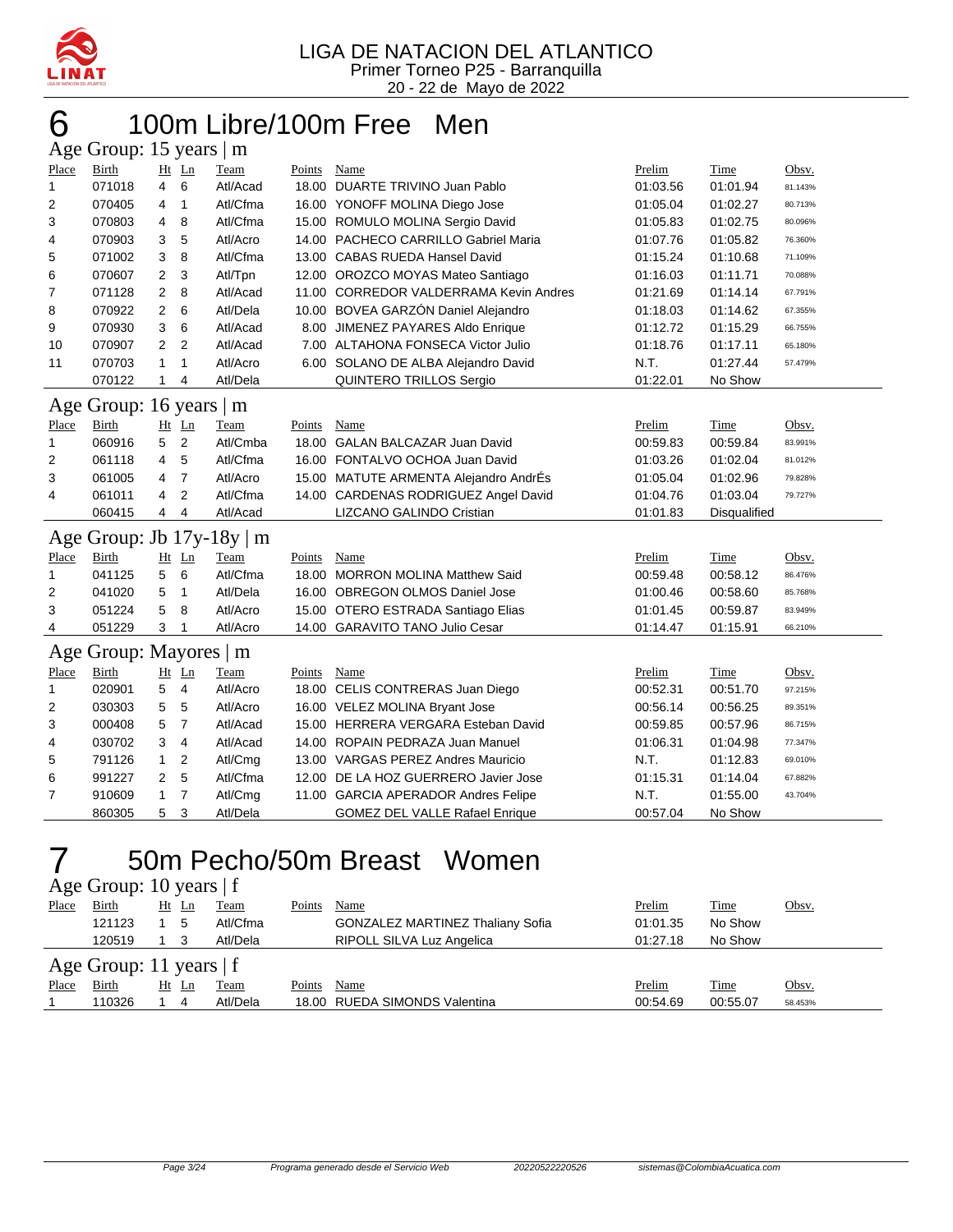LIGA DE NATACION DEL ATLANTICO
Primer Torneo P25 - Barranquilla
20 - 22 de Mayo de 2022

# 6 100m Libre/100m Free Men

### Age Group: 15 years | m

| Place | Birth | Ht | Ln | Team | Points | Name | Prelim | Time | Obsv. |
|---|---|---|---|---|---|---|---|---|---|
| 1 | 071018 | 4 | 6 | Atl/Acad | 18.00 | DUARTE TRIVINO Juan Pablo | 01:03.56 | 01:01.94 | 81.143% |
| 2 | 070405 | 4 | 1 | Atl/Cfma | 16.00 | YONOFF MOLINA Diego Jose | 01:05.04 | 01:02.27 | 80.713% |
| 3 | 070803 | 4 | 8 | Atl/Cfma | 15.00 | ROMULO MOLINA Sergio David | 01:05.83 | 01:02.75 | 80.096% |
| 4 | 070903 | 3 | 5 | Atl/Acro | 14.00 | PACHECO CARRILLO Gabriel Maria | 01:07.76 | 01:05.82 | 76.360% |
| 5 | 071002 | 3 | 8 | Atl/Cfma | 13.00 | CABAS RUEDA Hansel David | 01:15.24 | 01:10.68 | 71.109% |
| 6 | 070607 | 2 | 3 | Atl/Tpn | 12.00 | OROZCO MOYAS Mateo Santiago | 01:16.03 | 01:11.71 | 70.088% |
| 7 | 071128 | 2 | 8 | Atl/Acad | 11.00 | CORREDOR VALDERRAMA Kevin Andres | 01:21.69 | 01:14.14 | 67.791% |
| 8 | 070922 | 2 | 6 | Atl/Dela | 10.00 | BOVEA GARZÓN Daniel Alejandro | 01:18.03 | 01:14.62 | 67.355% |
| 9 | 070930 | 3 | 6 | Atl/Acad | 8.00 | JIMENEZ PAYARES Aldo Enrique | 01:12.72 | 01:15.29 | 66.755% |
| 10 | 070907 | 2 | 2 | Atl/Acad | 7.00 | ALTAHONA FONSECA Victor Julio | 01:18.76 | 01:17.11 | 65.180% |
| 11 | 070703 | 1 | 1 | Atl/Acro | 6.00 | SOLANO DE ALBA Alejandro David | N.T. | 01:27.44 | 57.479% |
|  | 070122 | 1 | 4 | Atl/Dela |  | QUINTERO TRILLOS Sergio | 01:22.01 | No Show |  |

### Age Group: 16 years | m

| Place | Birth | Ht | Ln | Team | Points | Name | Prelim | Time | Obsv. |
|---|---|---|---|---|---|---|---|---|---|
| 1 | 060916 | 5 | 2 | Atl/Cmba | 18.00 | GALAN BALCAZAR Juan David | 00:59.83 | 00:59.84 | 83.991% |
| 2 | 061118 | 4 | 5 | Atl/Cfma | 16.00 | FONTALVO OCHOA Juan David | 01:03.26 | 01:02.04 | 81.012% |
| 3 | 061005 | 4 | 7 | Atl/Acro | 15.00 | MATUTE ARMENTA Alejandro AndrÉs | 01:05.04 | 01:02.96 | 79.828% |
| 4 | 061011 | 4 | 2 | Atl/Cfma | 14.00 | CARDENAS RODRIGUEZ Angel David | 01:04.76 | 01:03.04 | 79.727% |
|  | 060415 | 4 | 4 | Atl/Acad |  | LIZCANO GALINDO Cristian | 01:01.83 | Disqualified |  |

### Age Group: Jb 17y-18y | m

| Place | Birth | Ht | Ln | Team | Points | Name | Prelim | Time | Obsv. |
|---|---|---|---|---|---|---|---|---|---|
| 1 | 041125 | 5 | 6 | Atl/Cfma | 18.00 | MORRON MOLINA Matthew Said | 00:59.48 | 00:58.12 | 86.476% |
| 2 | 041020 | 5 | 1 | Atl/Dela | 16.00 | OBREGON OLMOS Daniel Jose | 01:00.46 | 00:58.60 | 85.768% |
| 3 | 051224 | 5 | 8 | Atl/Acro | 15.00 | OTERO ESTRADA Santiago Elias | 01:01.45 | 00:59.87 | 83.949% |
| 4 | 051229 | 3 | 1 | Atl/Acro | 14.00 | GARAVITO TANO Julio Cesar | 01:14.47 | 01:15.91 | 66.210% |

### Age Group: Mayores | m

| Place | Birth | Ht | Ln | Team | Points | Name | Prelim | Time | Obsv. |
|---|---|---|---|---|---|---|---|---|---|
| 1 | 020901 | 5 | 4 | Atl/Acro | 18.00 | CELIS CONTRERAS Juan Diego | 00:52.31 | 00:51.70 | 97.215% |
| 2 | 030303 | 5 | 5 | Atl/Acro | 16.00 | VELEZ MOLINA Bryant Jose | 00:56.14 | 00:56.25 | 89.351% |
| 3 | 000408 | 5 | 7 | Atl/Acad | 15.00 | HERRERA VERGARA Esteban David | 00:59.85 | 00:57.96 | 86.715% |
| 4 | 030702 | 3 | 4 | Atl/Acad | 14.00 | ROPAIN PEDRAZA Juan Manuel | 01:06.31 | 01:04.98 | 77.347% |
| 5 | 791126 | 1 | 2 | Atl/Cmg | 13.00 | VARGAS PEREZ Andres Mauricio | N.T. | 01:12.83 | 69.010% |
| 6 | 991227 | 2 | 5 | Atl/Cfma | 12.00 | DE LA HOZ GUERRERO Javier Jose | 01:15.31 | 01:14.04 | 67.882% |
| 7 | 910609 | 1 | 7 | Atl/Cmg | 11.00 | GARCIA APERADOR Andres Felipe | N.T. | 01:55.00 | 43.704% |
|  | 860305 | 5 | 3 | Atl/Dela |  | GOMEZ DEL VALLE Rafael Enrique | 00:57.04 | No Show |  |

# 7 50m Pecho/50m Breast Women

### Age Group: 10 years | f

| Place | Birth | Ht | Ln | Team | Points | Name | Prelim | Time | Obsv. |
|---|---|---|---|---|---|---|---|---|---|
|  | 121123 | 1 | 5 | Atl/Cfma |  | GONZALEZ MARTINEZ Thaliany Sofia | 01:01.35 | No Show |  |
|  | 120519 | 1 | 3 | Atl/Dela |  | RIPOLL SILVA Luz Angelica | 01:27.18 | No Show |  |

### Age Group: 11 years | f

| Place | Birth | Ht | Ln | Team | Points | Name | Prelim | Time | Obsv. |
|---|---|---|---|---|---|---|---|---|---|
| 1 | 110326 | 1 | 4 | Atl/Dela | 18.00 | RUEDA SIMONDS Valentina | 00:54.69 | 00:55.07 | 58.453% |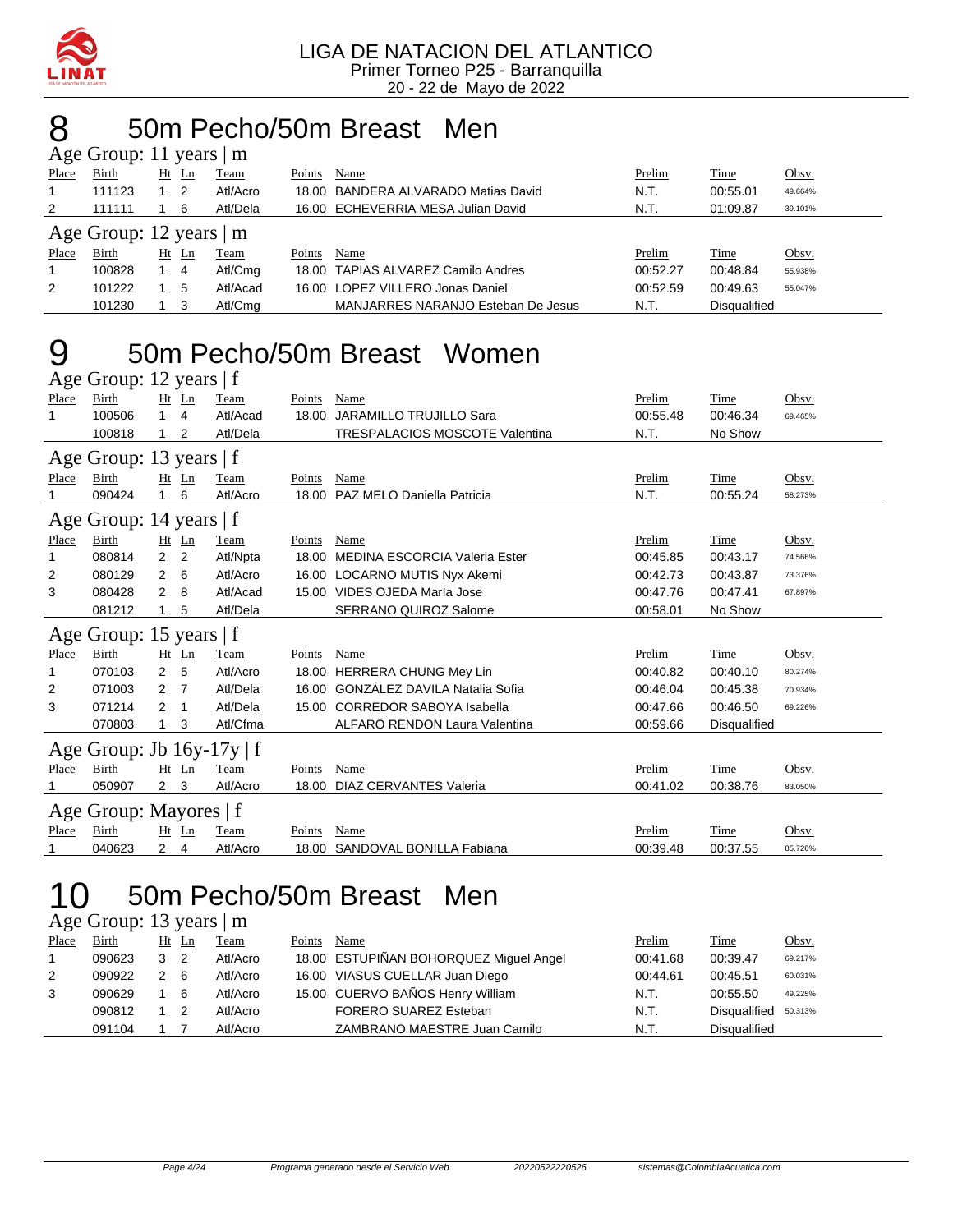LIGA DE NATACION DEL ATLANTICO
Primer Torneo P25 - Barranquilla
20 - 22 de Mayo de 2022

# 8 50m Pecho/50m Breast Men

### Age Group: 11 years | m

| Place | Birth | Ht | Ln | Team | Points | Name | Prelim | Time | Obsv. |
|---|---|---|---|---|---|---|---|---|---|
| 1 | 111123 | 1 | 2 | Atl/Acro | 18.00 | BANDERA ALVARADO Matias David | N.T. | 00:55.01 | 49.664% |
| 2 | 111111 | 1 | 6 | Atl/Dela | 16.00 | ECHEVERRIA MESA Julian David | N.T. | 01:09.87 | 39.101% |

### Age Group: 12 years | m

| Place | Birth | Ht | Ln | Team | Points | Name | Prelim | Time | Obsv. |
|---|---|---|---|---|---|---|---|---|---|
| 1 | 100828 | 1 | 4 | Atl/Cmg | 18.00 | TAPIAS ALVAREZ Camilo Andres | 00:52.27 | 00:48.84 | 55.938% |
| 2 | 101222 | 1 | 5 | Atl/Acad | 16.00 | LOPEZ VILLERO Jonas Daniel | 00:52.59 | 00:49.63 | 55.047% |
| | 101230 | 1 | 3 | Atl/Cmg | | MANJARRES NARANJO Esteban De Jesus | N.T. | Disqualified | |

# 9 50m Pecho/50m Breast Women

### Age Group: 12 years | f

| Place | Birth | Ht | Ln | Team | Points | Name | Prelim | Time | Obsv. |
|---|---|---|---|---|---|---|---|---|---|
| 1 | 100506 | 1 | 4 | Atl/Acad | 18.00 | JARAMILLO TRUJILLO Sara | 00:55.48 | 00:46.34 | 69.465% |
| | 100818 | 1 | 2 | Atl/Dela | | TRESPALACIOS MOSCOTE Valentina | N.T. | No Show | |

### Age Group: 13 years | f

| Place | Birth | Ht | Ln | Team | Points | Name | Prelim | Time | Obsv. |
|---|---|---|---|---|---|---|---|---|---|
| 1 | 090424 | 1 | 6 | Atl/Acro | 18.00 | PAZ MELO Daniella Patricia | N.T. | 00:55.24 | 58.273% |

### Age Group: 14 years | f

| Place | Birth | Ht | Ln | Team | Points | Name | Prelim | Time | Obsv. |
|---|---|---|---|---|---|---|---|---|---|
| 1 | 080814 | 2 | 2 | Atl/Npta | 18.00 | MEDINA ESCORCIA Valeria Ester | 00:45.85 | 00:43.17 | 74.566% |
| 2 | 080129 | 2 | 6 | Atl/Acro | 16.00 | LOCARNO MUTIS Nyx Akemi | 00:42.73 | 00:43.87 | 73.376% |
| 3 | 080428 | 2 | 8 | Atl/Acad | 15.00 | VIDES OJEDA MarÍa Jose | 00:47.76 | 00:47.41 | 67.897% |
| | 081212 | 1 | 5 | Atl/Dela | | SERRANO QUIROZ Salome | 00:58.01 | No Show | |

### Age Group: 15 years | f

| Place | Birth | Ht | Ln | Team | Points | Name | Prelim | Time | Obsv. |
|---|---|---|---|---|---|---|---|---|---|
| 1 | 070103 | 2 | 5 | Atl/Acro | 18.00 | HERRERA CHUNG Mey Lin | 00:40.82 | 00:40.10 | 80.274% |
| 2 | 071003 | 2 | 7 | Atl/Dela | 16.00 | GONZÁLEZ DAVILA Natalia Sofia | 00:46.04 | 00:45.38 | 70.934% |
| 3 | 071214 | 2 | 1 | Atl/Dela | 15.00 | CORREDOR SABOYA Isabella | 00:47.66 | 00:46.50 | 69.226% |
| | 070803 | 1 | 3 | Atl/Cfma | | ALFARO RENDON Laura Valentina | 00:59.66 | Disqualified | |

### Age Group: Jb 16y-17y | f

| Place | Birth | Ht | Ln | Team | Points | Name | Prelim | Time | Obsv. |
|---|---|---|---|---|---|---|---|---|---|
| 1 | 050907 | 2 | 3 | Atl/Acro | 18.00 | DIAZ CERVANTES Valeria | 00:41.02 | 00:38.76 | 83.050% |

### Age Group: Mayores | f

| Place | Birth | Ht | Ln | Team | Points | Name | Prelim | Time | Obsv. |
|---|---|---|---|---|---|---|---|---|---|
| 1 | 040623 | 2 | 4 | Atl/Acro | 18.00 | SANDOVAL BONILLA Fabiana | 00:39.48 | 00:37.55 | 85.726% |

# 10 50m Pecho/50m Breast Men

### Age Group: 13 years | m

| Place | Birth | Ht | Ln | Team | Points | Name | Prelim | Time | Obsv. |
|---|---|---|---|---|---|---|---|---|---|
| 1 | 090623 | 3 | 2 | Atl/Acro | 18.00 | ESTUPIÑAN BOHORQUEZ Miguel Angel | 00:41.68 | 00:39.47 | 69.217% |
| 2 | 090922 | 2 | 6 | Atl/Acro | 16.00 | VIASUS CUELLAR Juan Diego | 00:44.61 | 00:45.51 | 60.031% |
| 3 | 090629 | 1 | 6 | Atl/Acro | 15.00 | CUERVO BAÑOS Henry William | N.T. | 00:55.50 | 49.225% |
| | 090812 | 1 | 2 | Atl/Acro | | FORERO SUAREZ Esteban | N.T. | Disqualified | 50.313% |
| | 091104 | 1 | 7 | Atl/Acro | | ZAMBRANO MAESTRE Juan Camilo | N.T. | Disqualified | |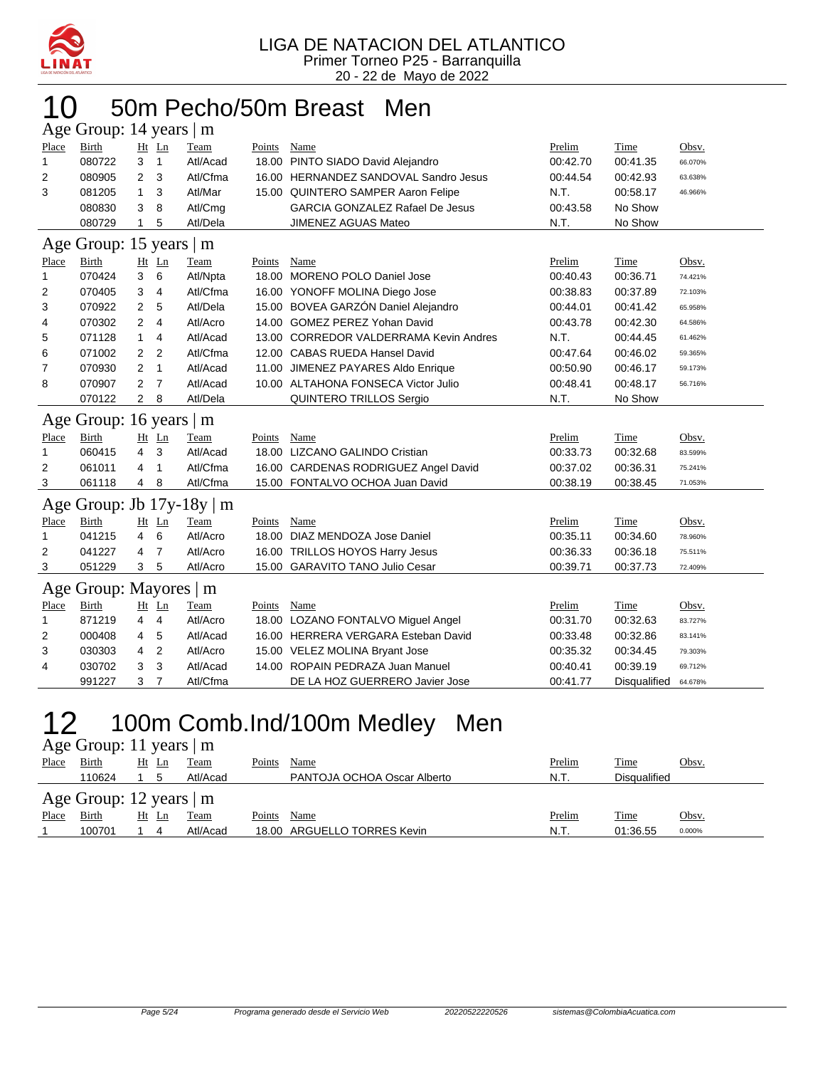LIGA DE NATACION DEL ATLANTICO
Primer Torneo P25 - Barranquilla
20 - 22 de Mayo de 2022

# 10 50m Pecho/50m Breast Men

## Age Group: 14 years | m

| Place | Birth | Ht | Ln | Team | Points | Name | Prelim | Time | Obsv. |
|---|---|---|---|---|---|---|---|---|---|
| 1 | 080722 | 3 | 1 | Atl/Acad | 18.00 | PINTO SIADO David Alejandro | 00:42.70 | 00:41.35 | 66.070% |
| 2 | 080905 | 2 | 3 | Atl/Cfma | 16.00 | HERNANDEZ SANDOVAL Sandro Jesus | 00:44.54 | 00:42.93 | 63.638% |
| 3 | 081205 | 1 | 3 | Atl/Mar | 15.00 | QUINTERO SAMPER Aaron Felipe | N.T. | 00:58.17 | 46.966% |
| | 080830 | 3 | 8 | Atl/Cmg | | GARCIA GONZALEZ Rafael De Jesus | 00:43.58 | No Show | |
| | 080729 | 1 | 5 | Atl/Dela | | JIMENEZ AGUAS Mateo | N.T. | No Show | |

## Age Group: 15 years | m

| Place | Birth | Ht | Ln | Team | Points | Name | Prelim | Time | Obsv. |
|---|---|---|---|---|---|---|---|---|---|
| 1 | 070424 | 3 | 6 | Atl/Npta | 18.00 | MORENO POLO Daniel Jose | 00:40.43 | 00:36.71 | 74.421% |
| 2 | 070405 | 3 | 4 | Atl/Cfma | 16.00 | YONOFF MOLINA Diego Jose | 00:38.83 | 00:37.89 | 72.103% |
| 3 | 070922 | 2 | 5 | Atl/Dela | 15.00 | BOVEA GARZÓN Daniel Alejandro | 00:44.01 | 00:41.42 | 65.958% |
| 4 | 070302 | 2 | 4 | Atl/Acro | 14.00 | GOMEZ PEREZ Yohan David | 00:43.78 | 00:42.30 | 64.586% |
| 5 | 071128 | 1 | 4 | Atl/Acad | 13.00 | CORREDOR VALDERRAMA Kevin Andres | N.T. | 00:44.45 | 61.462% |
| 6 | 071002 | 2 | 2 | Atl/Cfma | 12.00 | CABAS RUEDA Hansel David | 00:47.64 | 00:46.02 | 59.365% |
| 7 | 070930 | 2 | 1 | Atl/Acad | 11.00 | JIMENEZ PAYARES Aldo Enrique | 00:50.90 | 00:46.17 | 59.173% |
| 8 | 070907 | 2 | 7 | Atl/Acad | 10.00 | ALTAHONA FONSECA Victor Julio | 00:48.41 | 00:48.17 | 56.716% |
| | 070122 | 2 | 8 | Atl/Dela | | QUINTERO TRILLOS Sergio | N.T. | No Show | |

## Age Group: 16 years | m

| Place | Birth | Ht | Ln | Team | Points | Name | Prelim | Time | Obsv. |
|---|---|---|---|---|---|---|---|---|---|
| 1 | 060415 | 4 | 3 | Atl/Acad | 18.00 | LIZCANO GALINDO Cristian | 00:33.73 | 00:32.68 | 83.599% |
| 2 | 061011 | 4 | 1 | Atl/Cfma | 16.00 | CARDENAS RODRIGUEZ Angel David | 00:37.02 | 00:36.31 | 75.241% |
| 3 | 061118 | 4 | 8 | Atl/Cfma | 15.00 | FONTALVO OCHOA Juan David | 00:38.19 | 00:38.45 | 71.053% |

## Age Group: Jb 17y-18y | m

| Place | Birth | Ht | Ln | Team | Points | Name | Prelim | Time | Obsv. |
|---|---|---|---|---|---|---|---|---|---|
| 1 | 041215 | 4 | 6 | Atl/Acro | 18.00 | DIAZ MENDOZA Jose Daniel | 00:35.11 | 00:34.60 | 78.960% |
| 2 | 041227 | 4 | 7 | Atl/Acro | 16.00 | TRILLOS HOYOS Harry Jesus | 00:36.33 | 00:36.18 | 75.511% |
| 3 | 051229 | 3 | 5 | Atl/Acro | 15.00 | GARAVITO TANO Julio Cesar | 00:39.71 | 00:37.73 | 72.409% |

## Age Group: Mayores | m

| Place | Birth | Ht | Ln | Team | Points | Name | Prelim | Time | Obsv. |
|---|---|---|---|---|---|---|---|---|---|
| 1 | 871219 | 4 | 4 | Atl/Acro | 18.00 | LOZANO FONTALVO Miguel Angel | 00:31.70 | 00:32.63 | 83.727% |
| 2 | 000408 | 4 | 5 | Atl/Acad | 16.00 | HERRERA VERGARA Esteban David | 00:33.48 | 00:32.86 | 83.141% |
| 3 | 030303 | 4 | 2 | Atl/Acro | 15.00 | VELEZ MOLINA Bryant Jose | 00:35.32 | 00:34.45 | 79.303% |
| 4 | 030702 | 3 | 3 | Atl/Acad | 14.00 | ROPAIN PEDRAZA Juan Manuel | 00:40.41 | 00:39.19 | 69.712% |
| | 991227 | 3 | 7 | Atl/Cfma | | DE LA HOZ GUERRERO Javier Jose | 00:41.77 | Disqualified | 64.678% |

# 12 100m Comb.Ind/100m Medley Men

## Age Group: 11 years | m

| Place | Birth | Ht | Ln | Team | Points | Name | Prelim | Time | Obsv. |
|---|---|---|---|---|---|---|---|---|---|
| | 110624 | 1 | 5 | Atl/Acad | | PANTOJA OCHOA Oscar Alberto | N.T. | Disqualified | |

## Age Group: 12 years | m

| Place | Birth | Ht | Ln | Team | Points | Name | Prelim | Time | Obsv. |
|---|---|---|---|---|---|---|---|---|---|
| 1 | 100701 | 1 | 4 | Atl/Acad | 18.00 | ARGUELLO TORRES Kevin | N.T. | 01:36.55 | 0.000% |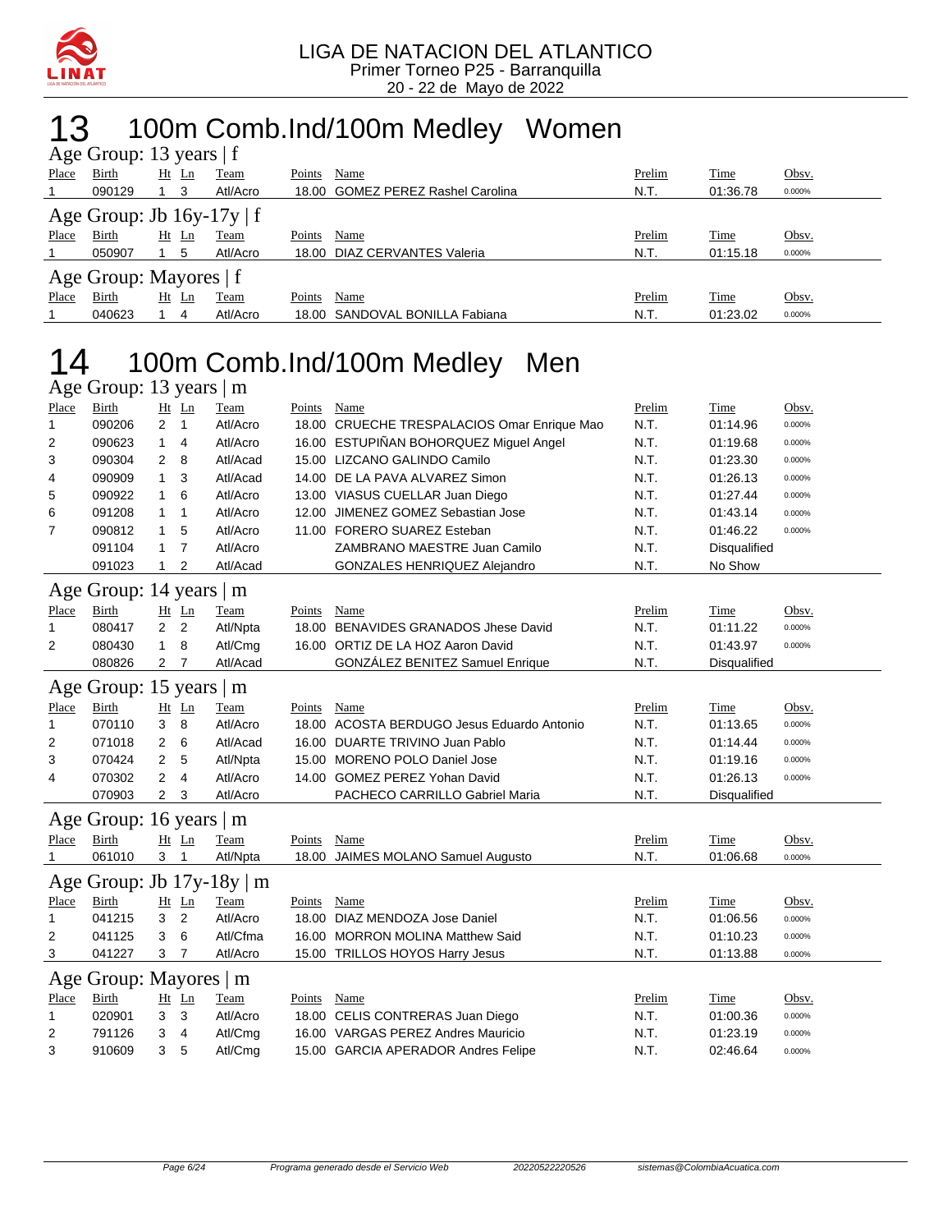LIGA DE NATACION DEL ATLANTICO
Primer Torneo P25 - Barranquilla
20 - 22 de Mayo de 2022

# 13 100m Comb.Ind/100m Medley Women

### Age Group: 13 years | f

| Place | Birth | Ht | Ln | Team | Points | Name | Prelim | Time | Obsv. |
|---|---|---|---|---|---|---|---|---|---|
| 1 | 090129 | 1 | 3 | Atl/Acro | 18.00 | GOMEZ PEREZ Rashel Carolina | N.T. | 01:36.78 | 0.000% |

### Age Group: Jb 16y-17y | f

| Place | Birth | Ht | Ln | Team | Points | Name | Prelim | Time | Obsv. |
|---|---|---|---|---|---|---|---|---|---|
| 1 | 050907 | 1 | 5 | Atl/Acro | 18.00 | DIAZ CERVANTES Valeria | N.T. | 01:15.18 | 0.000% |

### Age Group: Mayores | f

| Place | Birth | Ht | Ln | Team | Points | Name | Prelim | Time | Obsv. |
|---|---|---|---|---|---|---|---|---|---|
| 1 | 040623 | 1 | 4 | Atl/Acro | 18.00 | SANDOVAL BONILLA Fabiana | N.T. | 01:23.02 | 0.000% |

# 14 100m Comb.Ind/100m Medley Men

### Age Group: 13 years | m

| Place | Birth | Ht | Ln | Team | Points | Name | Prelim | Time | Obsv. |
|---|---|---|---|---|---|---|---|---|---|
| 1 | 090206 | 2 | 1 | Atl/Acro | 18.00 | CRUECHE TRESPALACIOS Omar Enrique Mao | N.T. | 01:14.96 | 0.000% |
| 2 | 090623 | 1 | 4 | Atl/Acro | 16.00 | ESTUPIÑAN BOHORQUEZ Miguel Angel | N.T. | 01:19.68 | 0.000% |
| 3 | 090304 | 2 | 8 | Atl/Acad | 15.00 | LIZCANO GALINDO Camilo | N.T. | 01:23.30 | 0.000% |
| 4 | 090909 | 1 | 3 | Atl/Acad | 14.00 | DE LA PAVA ALVAREZ Simon | N.T. | 01:26.13 | 0.000% |
| 5 | 090922 | 1 | 6 | Atl/Acro | 13.00 | VIASUS CUELLAR Juan Diego | N.T. | 01:27.44 | 0.000% |
| 6 | 091208 | 1 | 1 | Atl/Acro | 12.00 | JIMENEZ GOMEZ Sebastian Jose | N.T. | 01:43.14 | 0.000% |
| 7 | 090812 | 1 | 5 | Atl/Acro | 11.00 | FORERO SUAREZ Esteban | N.T. | 01:46.22 | 0.000% |
| | 091104 | 1 | 7 | Atl/Acro | | ZAMBRANO MAESTRE Juan Camilo | N.T. | Disqualified | |
| | 091023 | 1 | 2 | Atl/Acad | | GONZALES HENRIQUEZ Alejandro | N.T. | No Show | |

### Age Group: 14 years | m

| Place | Birth | Ht | Ln | Team | Points | Name | Prelim | Time | Obsv. |
|---|---|---|---|---|---|---|---|---|---|
| 1 | 080417 | 2 | 2 | Atl/Npta | 18.00 | BENAVIDES GRANADOS Jhese David | N.T. | 01:11.22 | 0.000% |
| 2 | 080430 | 1 | 8 | Atl/Cmg | 16.00 | ORTIZ DE LA HOZ Aaron David | N.T. | 01:43.97 | 0.000% |
| | 080826 | 2 | 7 | Atl/Acad | | GONZÁLEZ BENITEZ Samuel Enrique | N.T. | Disqualified | |

### Age Group: 15 years | m

| Place | Birth | Ht | Ln | Team | Points | Name | Prelim | Time | Obsv. |
|---|---|---|---|---|---|---|---|---|---|
| 1 | 070110 | 3 | 8 | Atl/Acro | 18.00 | ACOSTA BERDUGO Jesus Eduardo Antonio | N.T. | 01:13.65 | 0.000% |
| 2 | 071018 | 2 | 6 | Atl/Acad | 16.00 | DUARTE TRIVINO Juan Pablo | N.T. | 01:14.44 | 0.000% |
| 3 | 070424 | 2 | 5 | Atl/Npta | 15.00 | MORENO POLO Daniel Jose | N.T. | 01:19.16 | 0.000% |
| 4 | 070302 | 2 | 4 | Atl/Acro | 14.00 | GOMEZ PEREZ Yohan David | N.T. | 01:26.13 | 0.000% |
| | 070903 | 2 | 3 | Atl/Acro | | PACHECO CARRILLO Gabriel Maria | N.T. | Disqualified | |

### Age Group: 16 years | m

| Place | Birth | Ht | Ln | Team | Points | Name | Prelim | Time | Obsv. |
|---|---|---|---|---|---|---|---|---|---|
| 1 | 061010 | 3 | 1 | Atl/Npta | 18.00 | JAIMES MOLANO Samuel Augusto | N.T. | 01:06.68 | 0.000% |

### Age Group: Jb 17y-18y | m

| Place | Birth | Ht | Ln | Team | Points | Name | Prelim | Time | Obsv. |
|---|---|---|---|---|---|---|---|---|---|
| 1 | 041215 | 3 | 2 | Atl/Acro | 18.00 | DIAZ MENDOZA Jose Daniel | N.T. | 01:06.56 | 0.000% |
| 2 | 041125 | 3 | 6 | Atl/Cfma | 16.00 | MORRON MOLINA Matthew Said | N.T. | 01:10.23 | 0.000% |
| 3 | 041227 | 3 | 7 | Atl/Acro | 15.00 | TRILLOS HOYOS Harry Jesus | N.T. | 01:13.88 | 0.000% |

### Age Group: Mayores | m

| Place | Birth | Ht | Ln | Team | Points | Name | Prelim | Time | Obsv. |
|---|---|---|---|---|---|---|---|---|---|
| 1 | 020901 | 3 | 3 | Atl/Acro | 18.00 | CELIS CONTRERAS Juan Diego | N.T. | 01:00.36 | 0.000% |
| 2 | 791126 | 3 | 4 | Atl/Cmg | 16.00 | VARGAS PEREZ Andres Mauricio | N.T. | 01:23.19 | 0.000% |
| 3 | 910609 | 3 | 5 | Atl/Cmg | 15.00 | GARCIA APERADOR Andres Felipe | N.T. | 02:46.64 | 0.000% |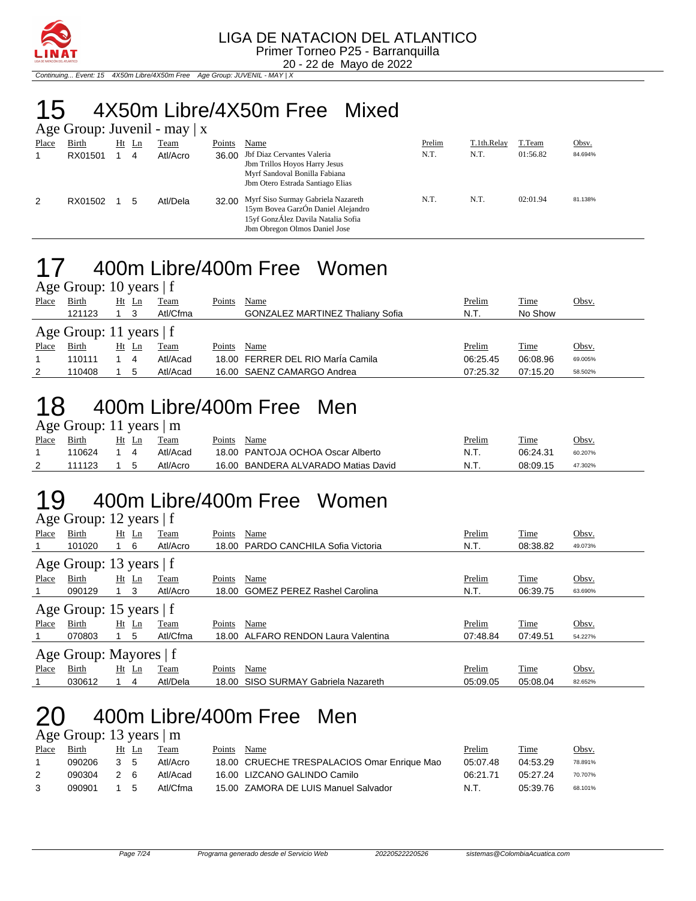# 15 4X50m Libre/4X50m Free Mixed

Age Group: Juvenil - may | x

| Place | Birth | Ht | Ln | Team | Points | Name | Prelim | T.1th.Relay | T.Team | Obsv. |
|---|---|---|---|---|---|---|---|---|---|---|
| 1 | RX01501 | 1 | 4 | Atl/Acro | 36.00 | Jbf Diaz Cervantes Valeria<br>Jbm Trillos Hoyos Harry Jesus<br>Myrf Sandoval Bonilla Fabiana<br>Jbm Otero Estrada Santiago Elias | N.T. | N.T. | 01:56.82 | 84.694% |
| 2 | RX01502 | 1 | 5 | Atl/Dela | 32.00 | Myrf Siso Surmay Gabriela Nazareth<br>15ym Bovea GarzÓn Daniel Alejandro<br>15yf GonzÁlez Davila Natalia Sofia<br>Jbm Obregon Olmos Daniel Jose | N.T. | N.T. | 02:01.94 | 81.138% |

# 17 400m Libre/400m Free Women

Age Group: 10 years | f

| Place | Birth | Ht | Ln | Team | Points | Name | Prelim | Time | Obsv. |
|---|---|---|---|---|---|---|---|---|---|
| | 121123 | 1 | 3 | Atl/Cfma | | GONZALEZ MARTINEZ Thaliany Sofia | N.T. | No Show | |

Age Group: 11 years | f

| Place | Birth | Ht | Ln | Team | Points | Name | Prelim | Time | Obsv. |
|---|---|---|---|---|---|---|---|---|---|
| 1 | 110111 | 1 | 4 | Atl/Acad | 18.00 | FERRER DEL RIO MarÍa Camila | 06:25.45 | 06:08.96 | 69.005% |
| 2 | 110408 | 1 | 5 | Atl/Acad | 16.00 | SAENZ CAMARGO Andrea | 07:25.32 | 07:15.20 | 58.502% |

# 18 400m Libre/400m Free Men

Age Group: 11 years | m

| Place | Birth | Ht | Ln | Team | Points | Name | Prelim | Time | Obsv. |
|---|---|---|---|---|---|---|---|---|---|
| 1 | 110624 | 1 | 4 | Atl/Acad | 18.00 | PANTOJA OCHOA Oscar Alberto | N.T. | 06:24.31 | 60.207% |
| 2 | 111123 | 1 | 5 | Atl/Acro | 16.00 | BANDERA ALVARADO Matias David | N.T. | 08:09.15 | 47.302% |

# 19 400m Libre/400m Free Women

Age Group: 12 years | f

| Place | Birth | Ht | Ln | Team | Points | Name | Prelim | Time | Obsv. |
|---|---|---|---|---|---|---|---|---|---|
| 1 | 101020 | 1 | 6 | Atl/Acro | 18.00 | PARDO CANCHILA Sofia Victoria | N.T. | 08:38.82 | 49.073% |

Age Group: 13 years | f

| Place | Birth | Ht | Ln | Team | Points | Name | Prelim | Time | Obsv. |
|---|---|---|---|---|---|---|---|---|---|
| 1 | 090129 | 1 | 3 | Atl/Acro | 18.00 | GOMEZ PEREZ Rashel Carolina | N.T. | 06:39.75 | 63.690% |

Age Group: 15 years | f

| Place | Birth | Ht | Ln | Team | Points | Name | Prelim | Time | Obsv. |
|---|---|---|---|---|---|---|---|---|---|
| 1 | 070803 | 1 | 5 | Atl/Cfma | 18.00 | ALFARO RENDON Laura Valentina | 07:48.84 | 07:49.51 | 54.227% |

Age Group: Mayores | f

| Place | Birth | Ht | Ln | Team | Points | Name | Prelim | Time | Obsv. |
|---|---|---|---|---|---|---|---|---|---|
| 1 | 030612 | 1 | 4 | Atl/Dela | 18.00 | SISO SURMAY Gabriela Nazareth | 05:09.05 | 05:08.04 | 82.652% |

# 20 400m Libre/400m Free Men

Age Group: 13 years | m

| Place | Birth | Ht | Ln | Team | Points | Name | Prelim | Time | Obsv. |
|---|---|---|---|---|---|---|---|---|---|
| 1 | 090206 | 3 | 5 | Atl/Acro | 18.00 | CRUECHE TRESPALACIOS Omar Enrique Mao | 05:07.48 | 04:53.29 | 78.891% |
| 2 | 090304 | 2 | 6 | Atl/Acad | 16.00 | LIZCANO GALINDO Camilo | 06:21.71 | 05:27.24 | 70.707% |
| 3 | 090901 | 1 | 5 | Atl/Cfma | 15.00 | ZAMORA DE LUIS Manuel Salvador | N.T. | 05:39.76 | 68.101% |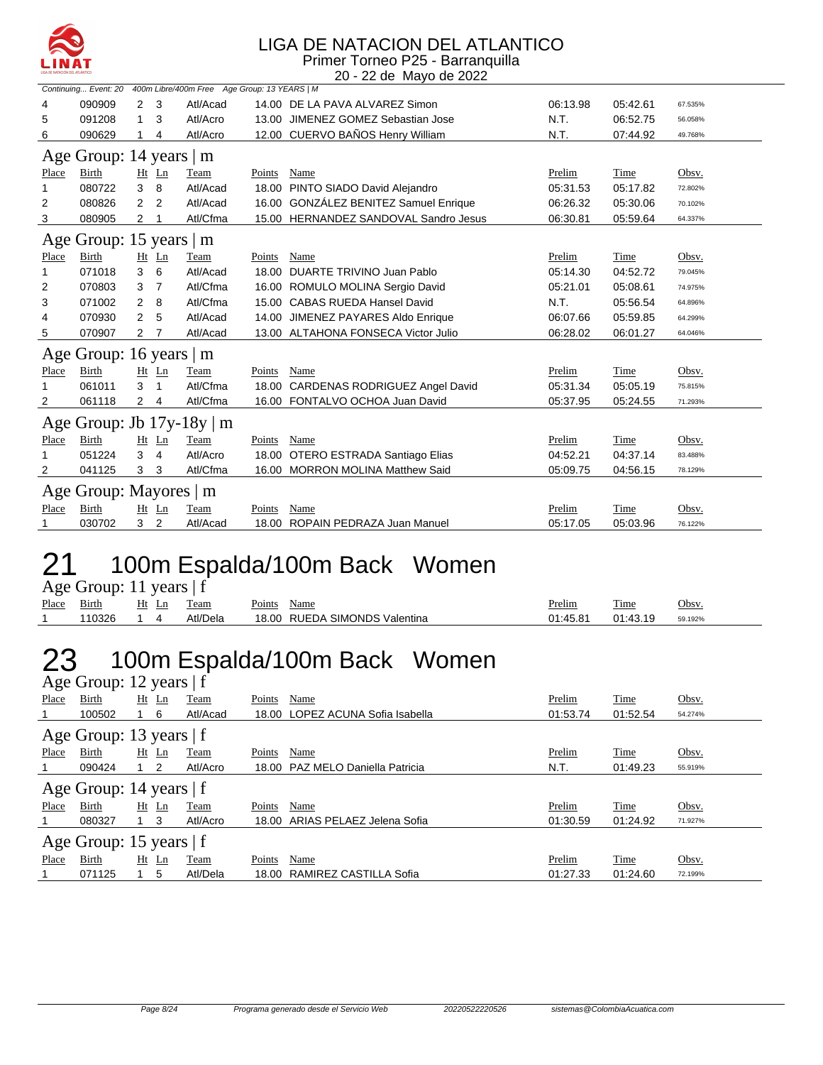# LIGA DE NATACION DEL ATLANTICO

Primer Torneo P25 - Barranquilla

20 - 22 de Mayo de 2022

Continuing... Event: 20 400m Libre/400m Free Age Group: 13 YEARS | M

| Place | Birth | Ht | Ln | Team | Points | Name | Prelim | Time | Obsv. |
|---|---|---|---|---|---|---|---|---|---|
| 4 | 090909 | 2 | 3 | Atl/Acad | 14.00 | DE LA PAVA ALVAREZ Simon | 06:13.98 | 05:42.61 | 67.535% |
| 5 | 091208 | 1 | 3 | Atl/Acro | 13.00 | JIMENEZ GOMEZ Sebastian Jose | N.T. | 06:52.75 | 56.058% |
| 6 | 090629 | 1 | 4 | Atl/Acro | 12.00 | CUERVO BAÑOS Henry William | N.T. | 07:44.92 | 49.768% |

### Age Group: 14 years | m

| Place | Birth | Ht | Ln | Team | Points | Name | Prelim | Time | Obsv. |
|---|---|---|---|---|---|---|---|---|---|
| 1 | 080722 | 3 | 8 | Atl/Acad | 18.00 | PINTO SIADO David Alejandro | 05:31.53 | 05:17.82 | 72.802% |
| 2 | 080826 | 2 | 2 | Atl/Acad | 16.00 | GONZÁLEZ BENITEZ Samuel Enrique | 06:26.32 | 05:30.06 | 70.102% |
| 3 | 080905 | 2 | 1 | Atl/Cfma | 15.00 | HERNANDEZ SANDOVAL Sandro Jesus | 06:30.81 | 05:59.64 | 64.337% |

### Age Group: 15 years | m

| Place | Birth | Ht | Ln | Team | Points | Name | Prelim | Time | Obsv. |
|---|---|---|---|---|---|---|---|---|---|
| 1 | 071018 | 3 | 6 | Atl/Acad | 18.00 | DUARTE TRIVINO Juan Pablo | 05:14.30 | 04:52.72 | 79.045% |
| 2 | 070803 | 3 | 7 | Atl/Cfma | 16.00 | ROMULO MOLINA Sergio David | 05:21.01 | 05:08.61 | 74.975% |
| 3 | 071002 | 2 | 8 | Atl/Cfma | 15.00 | CABAS RUEDA Hansel David | N.T. | 05:56.54 | 64.896% |
| 4 | 070930 | 2 | 5 | Atl/Acad | 14.00 | JIMENEZ PAYARES Aldo Enrique | 06:07.66 | 05:59.85 | 64.299% |
| 5 | 070907 | 2 | 7 | Atl/Acad | 13.00 | ALTAHONA FONSECA Victor Julio | 06:28.02 | 06:01.27 | 64.046% |

### Age Group: 16 years | m

| Place | Birth | Ht | Ln | Team | Points | Name | Prelim | Time | Obsv. |
|---|---|---|---|---|---|---|---|---|---|
| 1 | 061011 | 3 | 1 | Atl/Cfma | 18.00 | CARDENAS RODRIGUEZ Angel David | 05:31.34 | 05:05.19 | 75.815% |
| 2 | 061118 | 2 | 4 | Atl/Cfma | 16.00 | FONTALVO OCHOA Juan David | 05:37.95 | 05:24.55 | 71.293% |

### Age Group: Jb 17y-18y | m

| Place | Birth | Ht | Ln | Team | Points | Name | Prelim | Time | Obsv. |
|---|---|---|---|---|---|---|---|---|---|
| 1 | 051224 | 3 | 4 | Atl/Acro | 18.00 | OTERO ESTRADA Santiago Elias | 04:52.21 | 04:37.14 | 83.488% |
| 2 | 041125 | 3 | 3 | Atl/Cfma | 16.00 | MORRON MOLINA Matthew Said | 05:09.75 | 04:56.15 | 78.129% |

### Age Group: Mayores | m

| Place | Birth | Ht | Ln | Team | Points | Name | Prelim | Time | Obsv. |
|---|---|---|---|---|---|---|---|---|---|
| 1 | 030702 | 3 | 2 | Atl/Acad | 18.00 | ROPAIN PEDRAZA Juan Manuel | 05:17.05 | 05:03.96 | 76.122% |

# 21 100m Espalda/100m Back Women

### Age Group: 11 years | f

| Place | Birth | Ht | Ln | Team | Points | Name | Prelim | Time | Obsv. |
|---|---|---|---|---|---|---|---|---|---|
| 1 | 110326 | 1 | 4 | Atl/Dela | 18.00 | RUEDA SIMONDS Valentina | 01:45.81 | 01:43.19 | 59.192% |

# 23 100m Espalda/100m Back Women

### Age Group: 12 years | f

| Place | Birth | Ht | Ln | Team | Points | Name | Prelim | Time | Obsv. |
|---|---|---|---|---|---|---|---|---|---|
| 1 | 100502 | 1 | 6 | Atl/Acad | 18.00 | LOPEZ ACUNA Sofia Isabella | 01:53.74 | 01:52.54 | 54.274% |

### Age Group: 13 years | f

| Place | Birth | Ht | Ln | Team | Points | Name | Prelim | Time | Obsv. |
|---|---|---|---|---|---|---|---|---|---|
| 1 | 090424 | 1 | 2 | Atl/Acro | 18.00 | PAZ MELO Daniella Patricia | N.T. | 01:49.23 | 55.919% |

### Age Group: 14 years | f

| Place | Birth | Ht | Ln | Team | Points | Name | Prelim | Time | Obsv. |
|---|---|---|---|---|---|---|---|---|---|
| 1 | 080327 | 1 | 3 | Atl/Acro | 18.00 | ARIAS PELAEZ Jelena Sofia | 01:30.59 | 01:24.92 | 71.927% |

### Age Group: 15 years | f

| Place | Birth | Ht | Ln | Team | Points | Name | Prelim | Time | Obsv. |
|---|---|---|---|---|---|---|---|---|---|
| 1 | 071125 | 1 | 5 | Atl/Dela | 18.00 | RAMIREZ CASTILLA Sofia | 01:27.33 | 01:24.60 | 72.199% |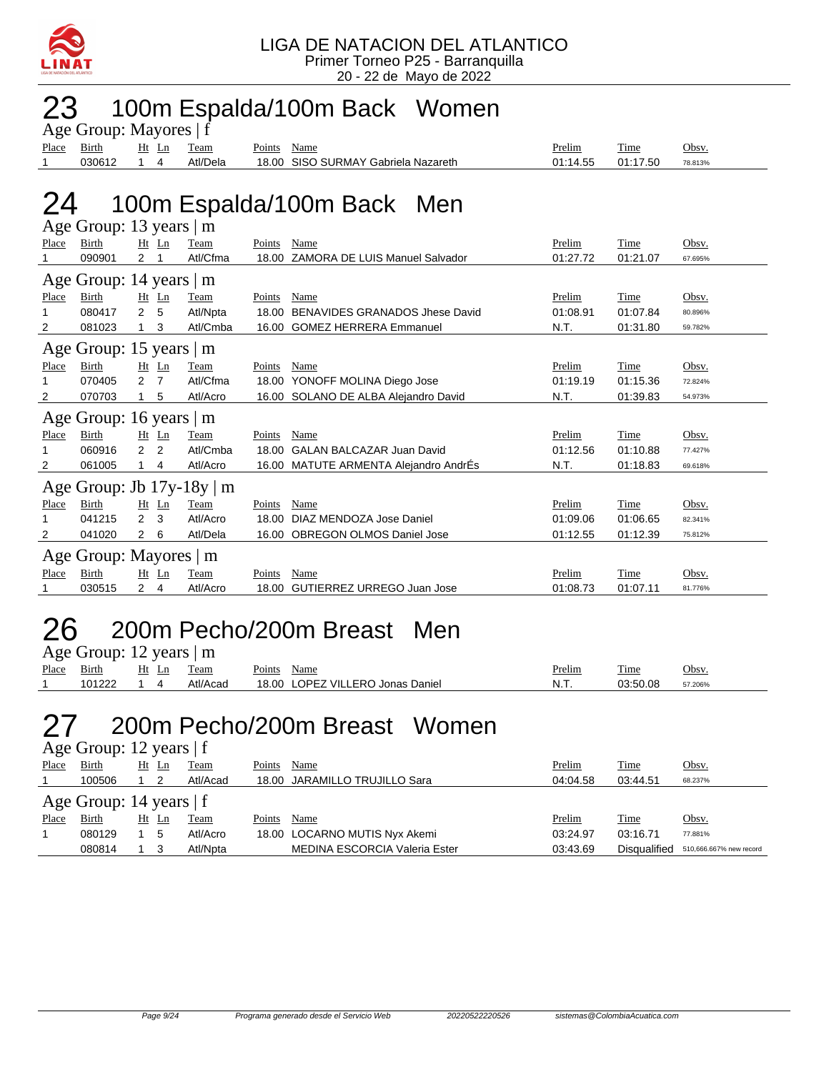LIGA DE NATACION DEL ATLANTICO
Primer Torneo P25 - Barranquilla
20 - 22 de Mayo de 2022

# 23 100m Espalda/100m Back Women

### Age Group: Mayores | f

| Place | Birth | Ht | Ln | Team | Points | Name | Prelim | Time | Obsv. |
|---|---|---|---|---|---|---|---|---|---|
| 1 | 030612 | 1 | 4 | Atl/Dela | 18.00 | SISO SURMAY Gabriela Nazareth | 01:14.55 | 01:17.50 | 78.813% |

# 24 100m Espalda/100m Back Men

### Age Group: 13 years | m

| Place | Birth | Ht | Ln | Team | Points | Name | Prelim | Time | Obsv. |
|---|---|---|---|---|---|---|---|---|---|
| 1 | 090901 | 2 | 1 | Atl/Cfma | 18.00 | ZAMORA DE LUIS Manuel Salvador | 01:27.72 | 01:21.07 | 67.695% |

### Age Group: 14 years | m

| Place | Birth | Ht | Ln | Team | Points | Name | Prelim | Time | Obsv. |
|---|---|---|---|---|---|---|---|---|---|
| 1 | 080417 | 2 | 5 | Atl/Npta | 18.00 | BENAVIDES GRANADOS Jhese David | 01:08.91 | 01:07.84 | 80.896% |
| 2 | 081023 | 1 | 3 | Atl/Cmba | 16.00 | GOMEZ HERRERA Emmanuel | N.T. | 01:31.80 | 59.782% |

### Age Group: 15 years | m

| Place | Birth | Ht | Ln | Team | Points | Name | Prelim | Time | Obsv. |
|---|---|---|---|---|---|---|---|---|---|
| 1 | 070405 | 2 | 7 | Atl/Cfma | 18.00 | YONOFF MOLINA Diego Jose | 01:19.19 | 01:15.36 | 72.824% |
| 2 | 070703 | 1 | 5 | Atl/Acro | 16.00 | SOLANO DE ALBA Alejandro David | N.T. | 01:39.83 | 54.973% |

### Age Group: 16 years | m

| Place | Birth | Ht | Ln | Team | Points | Name | Prelim | Time | Obsv. |
|---|---|---|---|---|---|---|---|---|---|
| 1 | 060916 | 2 | 2 | Atl/Cmba | 18.00 | GALAN BALCAZAR Juan David | 01:12.56 | 01:10.88 | 77.427% |
| 2 | 061005 | 1 | 4 | Atl/Acro | 16.00 | MATUTE ARMENTA Alejandro AndrÉs | N.T. | 01:18.83 | 69.618% |

### Age Group: Jb 17y-18y | m

| Place | Birth | Ht | Ln | Team | Points | Name | Prelim | Time | Obsv. |
|---|---|---|---|---|---|---|---|---|---|
| 1 | 041215 | 2 | 3 | Atl/Acro | 18.00 | DIAZ MENDOZA Jose Daniel | 01:09.06 | 01:06.65 | 82.341% |
| 2 | 041020 | 2 | 6 | Atl/Dela | 16.00 | OBREGON OLMOS Daniel Jose | 01:12.55 | 01:12.39 | 75.812% |

### Age Group: Mayores | m

| Place | Birth | Ht | Ln | Team | Points | Name | Prelim | Time | Obsv. |
|---|---|---|---|---|---|---|---|---|---|
| 1 | 030515 | 2 | 4 | Atl/Acro | 18.00 | GUTIERREZ URREGO Juan Jose | 01:08.73 | 01:07.11 | 81.776% |

# 26 200m Pecho/200m Breast Men

### Age Group: 12 years | m

| Place | Birth | Ht | Ln | Team | Points | Name | Prelim | Time | Obsv. |
|---|---|---|---|---|---|---|---|---|---|
| 1 | 101222 | 1 | 4 | Atl/Acad | 18.00 | LOPEZ VILLERO Jonas Daniel | N.T. | 03:50.08 | 57.206% |

# 27 200m Pecho/200m Breast Women

### Age Group: 12 years | f

| Place | Birth | Ht | Ln | Team | Points | Name | Prelim | Time | Obsv. |
|---|---|---|---|---|---|---|---|---|---|
| 1 | 100506 | 1 | 2 | Atl/Acad | 18.00 | JARAMILLO TRUJILLO Sara | 04:04.58 | 03:44.51 | 68.237% |

### Age Group: 14 years | f

| Place | Birth | Ht | Ln | Team | Points | Name | Prelim | Time | Obsv. |
|---|---|---|---|---|---|---|---|---|---|
| 1 | 080129 | 1 | 5 | Atl/Acro | 18.00 | LOCARNO MUTIS Nyx Akemi | 03:24.97 | 03:16.71 | 77.881% |
| | 080814 | 1 | 3 | Atl/Npta | | MEDINA ESCORCIA Valeria Ester | 03:43.69 | Disqualified | 510,666.667% new record |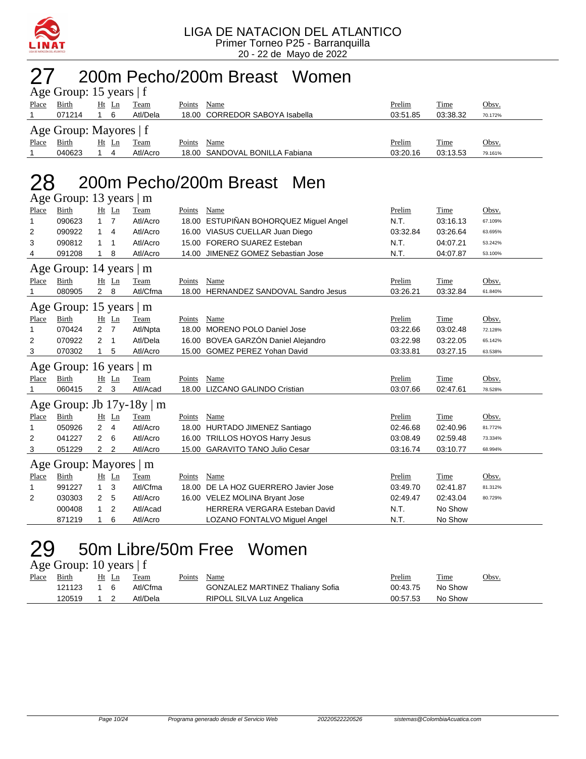# 27 200m Pecho/200m Breast Women

### Age Group: 15 years | f

| Place | Birth | Ht | Ln | Team | Points | Name | Prelim | Time | Obsv. |
|---|---|---|---|---|---|---|---|---|---|
| 1 | 071214 | 1 | 6 | Atl/Dela | 18.00 | CORREDOR SABOYA Isabella | 03:51.85 | 03:38.32 | 70.172% |

### Age Group: Mayores | f

| Place | Birth | Ht | Ln | Team | Points | Name | Prelim | Time | Obsv. |
|---|---|---|---|---|---|---|---|---|---|
| 1 | 040623 | 1 | 4 | Atl/Acro | 18.00 | SANDOVAL BONILLA Fabiana | 03:20.16 | 03:13.53 | 79.161% |

# 28 200m Pecho/200m Breast Men

### Age Group: 13 years | m

| Place | Birth | Ht | Ln | Team | Points | Name | Prelim | Time | Obsv. |
|---|---|---|---|---|---|---|---|---|---|
| 1 | 090623 | 1 | 7 | Atl/Acro | 18.00 | ESTUPIÑAN BOHORQUEZ Miguel Angel | N.T. | 03:16.13 | 67.109% |
| 2 | 090922 | 1 | 4 | Atl/Acro | 16.00 | VIASUS CUELLAR Juan Diego | 03:32.84 | 03:26.64 | 63.695% |
| 3 | 090812 | 1 | 1 | Atl/Acro | 15.00 | FORERO SUAREZ Esteban | N.T. | 04:07.21 | 53.242% |
| 4 | 091208 | 1 | 8 | Atl/Acro | 14.00 | JIMENEZ GOMEZ Sebastian Jose | N.T. | 04:07.87 | 53.100% |

### Age Group: 14 years | m

| Place | Birth | Ht | Ln | Team | Points | Name | Prelim | Time | Obsv. |
|---|---|---|---|---|---|---|---|---|---|
| 1 | 080905 | 2 | 8 | Atl/Cfma | 18.00 | HERNANDEZ SANDOVAL Sandro Jesus | 03:26.21 | 03:32.84 | 61.840% |

### Age Group: 15 years | m

| Place | Birth | Ht | Ln | Team | Points | Name | Prelim | Time | Obsv. |
|---|---|---|---|---|---|---|---|---|---|
| 1 | 070424 | 2 | 7 | Atl/Npta | 18.00 | MORENO POLO Daniel Jose | 03:22.66 | 03:02.48 | 72.128% |
| 2 | 070922 | 2 | 1 | Atl/Dela | 16.00 | BOVEA GARZÓN Daniel Alejandro | 03:22.98 | 03:22.05 | 65.142% |
| 3 | 070302 | 1 | 5 | Atl/Acro | 15.00 | GOMEZ PEREZ Yohan David | 03:33.81 | 03:27.15 | 63.538% |

### Age Group: 16 years | m

| Place | Birth | Ht | Ln | Team | Points | Name | Prelim | Time | Obsv. |
|---|---|---|---|---|---|---|---|---|---|
| 1 | 060415 | 2 | 3 | Atl/Acad | 18.00 | LIZCANO GALINDO Cristian | 03:07.66 | 02:47.61 | 78.528% |

### Age Group: Jb 17y-18y | m

| Place | Birth | Ht | Ln | Team | Points | Name | Prelim | Time | Obsv. |
|---|---|---|---|---|---|---|---|---|---|
| 1 | 050926 | 2 | 4 | Atl/Acro | 18.00 | HURTADO JIMENEZ Santiago | 02:46.68 | 02:40.96 | 81.772% |
| 2 | 041227 | 2 | 6 | Atl/Acro | 16.00 | TRILLOS HOYOS Harry Jesus | 03:08.49 | 02:59.48 | 73.334% |
| 3 | 051229 | 2 | 2 | Atl/Acro | 15.00 | GARAVITO TANO Julio Cesar | 03:16.74 | 03:10.77 | 68.994% |

### Age Group: Mayores | m

| Place | Birth | Ht | Ln | Team | Points | Name | Prelim | Time | Obsv. |
|---|---|---|---|---|---|---|---|---|---|
| 1 | 991227 | 1 | 3 | Atl/Cfma | 18.00 | DE LA HOZ GUERRERO Javier Jose | 03:49.70 | 02:41.87 | 81.312% |
| 2 | 030303 | 2 | 5 | Atl/Acro | 16.00 | VELEZ MOLINA Bryant Jose | 02:49.47 | 02:43.04 | 80.729% |
| | 000408 | 1 | 2 | Atl/Acad | | HERRERA VERGARA Esteban David | N.T. | No Show | |
| | 871219 | 1 | 6 | Atl/Acro | | LOZANO FONTALVO Miguel Angel | N.T. | No Show | |

# 29 50m Libre/50m Free Women

### Age Group: 10 years | f

| Place | Birth | Ht | Ln | Team | Points | Name | Prelim | Time | Obsv. |
|---|---|---|---|---|---|---|---|---|---|
| | 121123 | 1 | 6 | Atl/Cfma | | GONZALEZ MARTINEZ Thaliany Sofia | 00:43.75 | No Show | |
| | 120519 | 1 | 2 | Atl/Dela | | RIPOLL SILVA Luz Angelica | 00:57.53 | No Show | |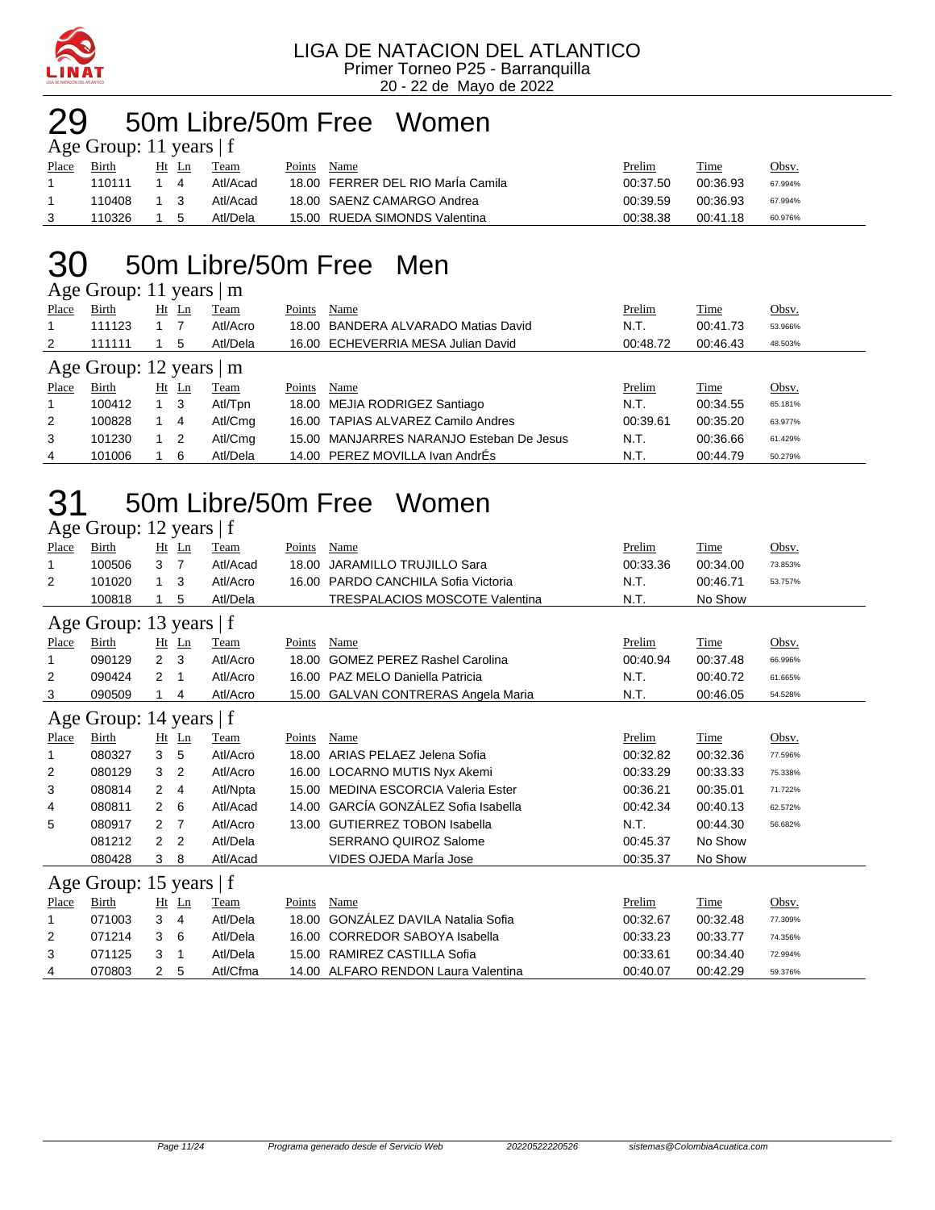# 29 50m Libre/50m Free Women

### Age Group: 11 years | f

| Place | Birth | Ht | Ln | Team | Points | Name | Prelim | Time | Obsv. |
|---|---|---|---|---|---|---|---|---|---|
| 1 | 110111 | 1 | 4 | Atl/Acad | 18.00 | FERRER DEL RIO MarÍa Camila | 00:37.50 | 00:36.93 | 67.994% |
| 1 | 110408 | 1 | 3 | Atl/Acad | 18.00 | SAENZ CAMARGO Andrea | 00:39.59 | 00:36.93 | 67.994% |
| 3 | 110326 | 1 | 5 | Atl/Dela | 15.00 | RUEDA SIMONDS Valentina | 00:38.38 | 00:41.18 | 60.976% |

# 30 50m Libre/50m Free Men

### Age Group: 11 years | m

| Place | Birth | Ht | Ln | Team | Points | Name | Prelim | Time | Obsv. |
|---|---|---|---|---|---|---|---|---|---|
| 1 | 111123 | 1 | 7 | Atl/Acro | 18.00 | BANDERA ALVARADO Matias David | N.T. | 00:41.73 | 53.966% |
| 2 | 111111 | 1 | 5 | Atl/Dela | 16.00 | ECHEVERRIA MESA Julian David | 00:48.72 | 00:46.43 | 48.503% |

### Age Group: 12 years | m

| Place | Birth | Ht | Ln | Team | Points | Name | Prelim | Time | Obsv. |
|---|---|---|---|---|---|---|---|---|---|
| 1 | 100412 | 1 | 3 | Atl/Tpn | 18.00 | MEJIA RODRIGEZ Santiago | N.T. | 00:34.55 | 65.181% |
| 2 | 100828 | 1 | 4 | Atl/Cmg | 16.00 | TAPIAS ALVAREZ Camilo Andres | 00:39.61 | 00:35.20 | 63.977% |
| 3 | 101230 | 1 | 2 | Atl/Cmg | 15.00 | MANJARRES NARANJO Esteban De Jesus | N.T. | 00:36.66 | 61.429% |
| 4 | 101006 | 1 | 6 | Atl/Dela | 14.00 | PEREZ MOVILLA Ivan AndrÉs | N.T. | 00:44.79 | 50.279% |

# 31 50m Libre/50m Free Women

### Age Group: 12 years | f

| Place | Birth | Ht | Ln | Team | Points | Name | Prelim | Time | Obsv. |
|---|---|---|---|---|---|---|---|---|---|
| 1 | 100506 | 3 | 7 | Atl/Acad | 18.00 | JARAMILLO TRUJILLO Sara | 00:33.36 | 00:34.00 | 73.853% |
| 2 | 101020 | 1 | 3 | Atl/Acro | 16.00 | PARDO CANCHILA Sofia Victoria | N.T. | 00:46.71 | 53.757% |
|  | 100818 | 1 | 5 | Atl/Dela |  | TRESPALACIOS MOSCOTE Valentina | N.T. | No Show |  |

### Age Group: 13 years | f

| Place | Birth | Ht | Ln | Team | Points | Name | Prelim | Time | Obsv. |
|---|---|---|---|---|---|---|---|---|---|
| 1 | 090129 | 2 | 3 | Atl/Acro | 18.00 | GOMEZ PEREZ Rashel Carolina | 00:40.94 | 00:37.48 | 66.996% |
| 2 | 090424 | 2 | 1 | Atl/Acro | 16.00 | PAZ MELO Daniella Patricia | N.T. | 00:40.72 | 61.665% |
| 3 | 090509 | 1 | 4 | Atl/Acro | 15.00 | GALVAN CONTRERAS Angela Maria | N.T. | 00:46.05 | 54.528% |

### Age Group: 14 years | f

| Place | Birth | Ht | Ln | Team | Points | Name | Prelim | Time | Obsv. |
|---|---|---|---|---|---|---|---|---|---|
| 1 | 080327 | 3 | 5 | Atl/Acro | 18.00 | ARIAS PELAEZ Jelena Sofia | 00:32.82 | 00:32.36 | 77.596% |
| 2 | 080129 | 3 | 2 | Atl/Acro | 16.00 | LOCARNO MUTIS Nyx Akemi | 00:33.29 | 00:33.33 | 75.338% |
| 3 | 080814 | 2 | 4 | Atl/Npta | 15.00 | MEDINA ESCORCIA Valeria Ester | 00:36.21 | 00:35.01 | 71.722% |
| 4 | 080811 | 2 | 6 | Atl/Acad | 14.00 | GARCÍA GONZÁLEZ Sofia Isabella | 00:42.34 | 00:40.13 | 62.572% |
| 5 | 080917 | 2 | 7 | Atl/Acro | 13.00 | GUTIERREZ TOBON Isabella | N.T. | 00:44.30 | 56.682% |
|  | 081212 | 2 | 2 | Atl/Dela |  | SERRANO QUIROZ Salome | 00:45.37 | No Show |  |
|  | 080428 | 3 | 8 | Atl/Acad |  | VIDES OJEDA MarÍa Jose | 00:35.37 | No Show |  |

### Age Group: 15 years | f

| Place | Birth | Ht | Ln | Team | Points | Name | Prelim | Time | Obsv. |
|---|---|---|---|---|---|---|---|---|---|
| 1 | 071003 | 3 | 4 | Atl/Dela | 18.00 | GONZÁLEZ DAVILA Natalia Sofia | 00:32.67 | 00:32.48 | 77.309% |
| 2 | 071214 | 3 | 6 | Atl/Dela | 16.00 | CORREDOR SABOYA Isabella | 00:33.23 | 00:33.77 | 74.356% |
| 3 | 071125 | 3 | 1 | Atl/Dela | 15.00 | RAMIREZ CASTILLA Sofia | 00:33.61 | 00:34.40 | 72.994% |
| 4 | 070803 | 2 | 5 | Atl/Cfma | 14.00 | ALFARO RENDON Laura Valentina | 00:40.07 | 00:42.29 | 59.376% |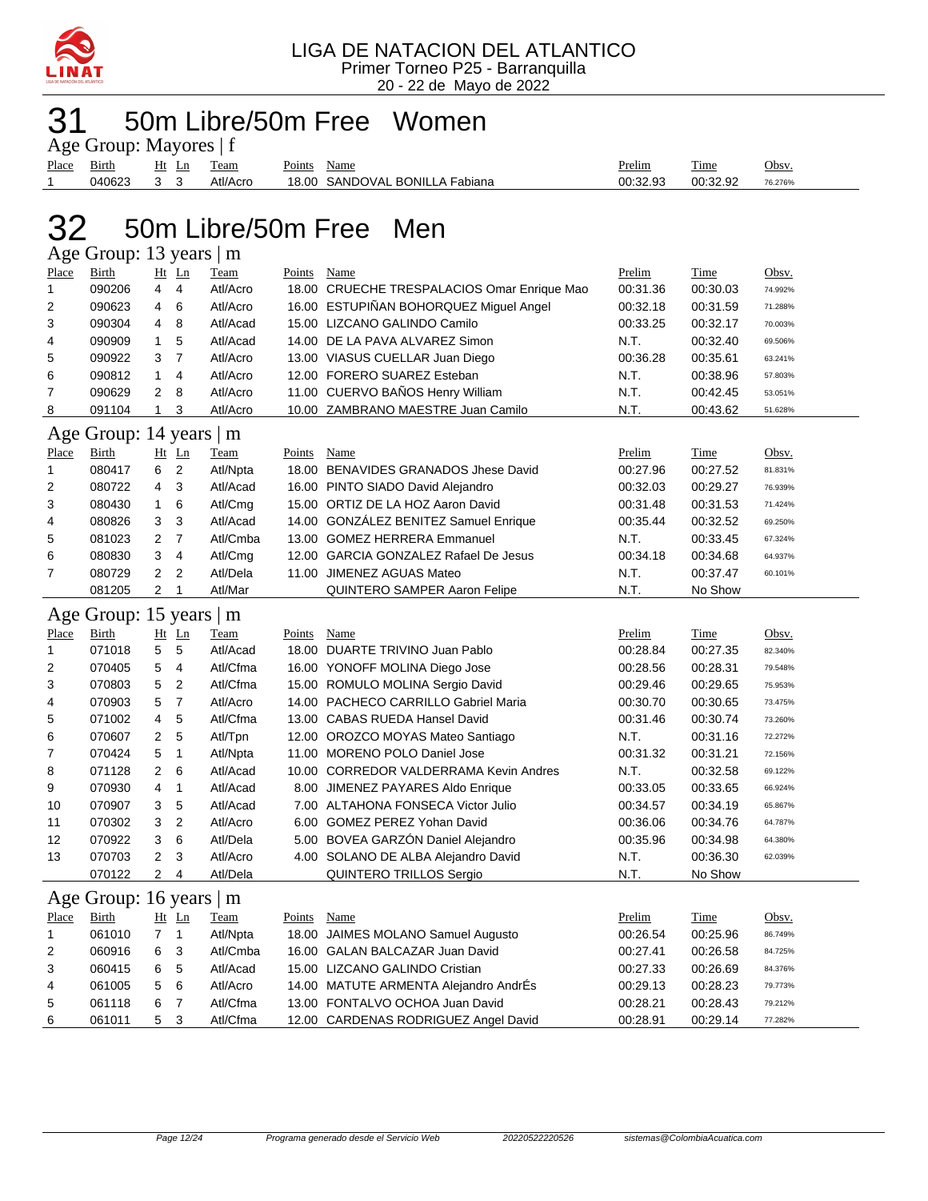LIGA DE NATACION DEL ATLANTICO
Primer Torneo P25 - Barranquilla
20 - 22 de Mayo de 2022

# 31 50m Libre/50m Free Women

## Age Group: Mayores | f

| Place | Birth | Ht | Ln | Team | Points | Name | Prelim | Time | Obsv. |
|---|---|---|---|---|---|---|---|---|---|
| 1 | 040623 | 3 | 3 | Atl/Acro | 18.00 | SANDOVAL BONILLA Fabiana | 00:32.93 | 00:32.92 | 76.276% |

# 32 50m Libre/50m Free Men

## Age Group: 13 years | m

| Place | Birth | Ht | Ln | Team | Points | Name | Prelim | Time | Obsv. |
|---|---|---|---|---|---|---|---|---|---|
| 1 | 090206 | 4 | 4 | Atl/Acro | 18.00 | CRUECHE TRESPALACIOS Omar Enrique Mao | 00:31.36 | 00:30.03 | 74.992% |
| 2 | 090623 | 4 | 6 | Atl/Acro | 16.00 | ESTUPIÑAN BOHORQUEZ Miguel Angel | 00:32.18 | 00:31.59 | 71.288% |
| 3 | 090304 | 4 | 8 | Atl/Acad | 15.00 | LIZCANO GALINDO Camilo | 00:33.25 | 00:32.17 | 70.003% |
| 4 | 090909 | 1 | 5 | Atl/Acad | 14.00 | DE LA PAVA ALVAREZ Simon | N.T. | 00:32.40 | 69.506% |
| 5 | 090922 | 3 | 7 | Atl/Acro | 13.00 | VIASUS CUELLAR Juan Diego | 00:36.28 | 00:35.61 | 63.241% |
| 6 | 090812 | 1 | 4 | Atl/Acro | 12.00 | FORERO SUAREZ Esteban | N.T. | 00:38.96 | 57.803% |
| 7 | 090629 | 2 | 8 | Atl/Acro | 11.00 | CUERVO BAÑOS Henry William | N.T. | 00:42.45 | 53.051% |
| 8 | 091104 | 1 | 3 | Atl/Acro | 10.00 | ZAMBRANO MAESTRE Juan Camilo | N.T. | 00:43.62 | 51.628% |

## Age Group: 14 years | m

| Place | Birth | Ht | Ln | Team | Points | Name | Prelim | Time | Obsv. |
|---|---|---|---|---|---|---|---|---|---|
| 1 | 080417 | 6 | 2 | Atl/Npta | 18.00 | BENAVIDES GRANADOS Jhese David | 00:27.96 | 00:27.52 | 81.831% |
| 2 | 080722 | 4 | 3 | Atl/Acad | 16.00 | PINTO SIADO David Alejandro | 00:32.03 | 00:29.27 | 76.939% |
| 3 | 080430 | 1 | 6 | Atl/Cmg | 15.00 | ORTIZ DE LA HOZ Aaron David | 00:31.48 | 00:31.53 | 71.424% |
| 4 | 080826 | 3 | 3 | Atl/Acad | 14.00 | GONZÁLEZ BENITEZ Samuel Enrique | 00:35.44 | 00:32.52 | 69.250% |
| 5 | 081023 | 2 | 7 | Atl/Cmba | 13.00 | GOMEZ HERRERA Emmanuel | N.T. | 00:33.45 | 67.324% |
| 6 | 080830 | 3 | 4 | Atl/Cmg | 12.00 | GARCIA GONZALEZ Rafael De Jesus | 00:34.18 | 00:34.68 | 64.937% |
| 7 | 080729 | 2 | 2 | Atl/Dela | 11.00 | JIMENEZ AGUAS Mateo | N.T. | 00:37.47 | 60.101% |
|  | 081205 | 2 | 1 | Atl/Mar |  | QUINTERO SAMPER Aaron Felipe | N.T. | No Show |  |

## Age Group: 15 years | m

| Place | Birth | Ht | Ln | Team | Points | Name | Prelim | Time | Obsv. |
|---|---|---|---|---|---|---|---|---|---|
| 1 | 071018 | 5 | 5 | Atl/Acad | 18.00 | DUARTE TRIVINO Juan Pablo | 00:28.84 | 00:27.35 | 82.340% |
| 2 | 070405 | 5 | 4 | Atl/Cfma | 16.00 | YONOFF MOLINA Diego Jose | 00:28.56 | 00:28.31 | 79.548% |
| 3 | 070803 | 5 | 2 | Atl/Cfma | 15.00 | ROMULO MOLINA Sergio David | 00:29.46 | 00:29.65 | 75.953% |
| 4 | 070903 | 5 | 7 | Atl/Acro | 14.00 | PACHECO CARRILLO Gabriel Maria | 00:30.70 | 00:30.65 | 73.475% |
| 5 | 071002 | 4 | 5 | Atl/Cfma | 13.00 | CABAS RUEDA Hansel David | 00:31.46 | 00:30.74 | 73.260% |
| 6 | 070607 | 2 | 5 | Atl/Tpn | 12.00 | OROZCO MOYAS Mateo Santiago | N.T. | 00:31.16 | 72.272% |
| 7 | 070424 | 5 | 1 | Atl/Npta | 11.00 | MORENO POLO Daniel Jose | 00:31.32 | 00:31.21 | 72.156% |
| 8 | 071128 | 2 | 6 | Atl/Acad | 10.00 | CORREDOR VALDERRAMA Kevin Andres | N.T. | 00:32.58 | 69.122% |
| 9 | 070930 | 4 | 1 | Atl/Acad | 8.00 | JIMENEZ PAYARES Aldo Enrique | 00:33.05 | 00:33.65 | 66.924% |
| 10 | 070907 | 3 | 5 | Atl/Acad | 7.00 | ALTAHONA FONSECA Victor Julio | 00:34.57 | 00:34.19 | 65.867% |
| 11 | 070302 | 3 | 2 | Atl/Acro | 6.00 | GOMEZ PEREZ Yohan David | 00:36.06 | 00:34.76 | 64.787% |
| 12 | 070922 | 3 | 6 | Atl/Dela | 5.00 | BOVEA GARZÓN Daniel Alejandro | 00:35.96 | 00:34.98 | 64.380% |
| 13 | 070703 | 2 | 3 | Atl/Acro | 4.00 | SOLANO DE ALBA Alejandro David | N.T. | 00:36.30 | 62.039% |
|  | 070122 | 2 | 4 | Atl/Dela |  | QUINTERO TRILLOS Sergio | N.T. | No Show |  |

## Age Group: 16 years | m

| Place | Birth | Ht | Ln | Team | Points | Name | Prelim | Time | Obsv. |
|---|---|---|---|---|---|---|---|---|---|
| 1 | 061010 | 7 | 1 | Atl/Npta | 18.00 | JAIMES MOLANO Samuel Augusto | 00:26.54 | 00:25.96 | 86.749% |
| 2 | 060916 | 6 | 3 | Atl/Cmba | 16.00 | GALAN BALCAZAR Juan David | 00:27.41 | 00:26.58 | 84.725% |
| 3 | 060415 | 6 | 5 | Atl/Acad | 15.00 | LIZCANO GALINDO Cristian | 00:27.33 | 00:26.69 | 84.376% |
| 4 | 061005 | 5 | 6 | Atl/Acro | 14.00 | MATUTE ARMENTA Alejandro AndrÉs | 00:29.13 | 00:28.23 | 79.773% |
| 5 | 061118 | 6 | 7 | Atl/Cfma | 13.00 | FONTALVO OCHOA Juan David | 00:28.21 | 00:28.43 | 79.212% |
| 6 | 061011 | 5 | 3 | Atl/Cfma | 12.00 | CARDENAS RODRIGUEZ Angel David | 00:28.91 | 00:29.14 | 77.282% |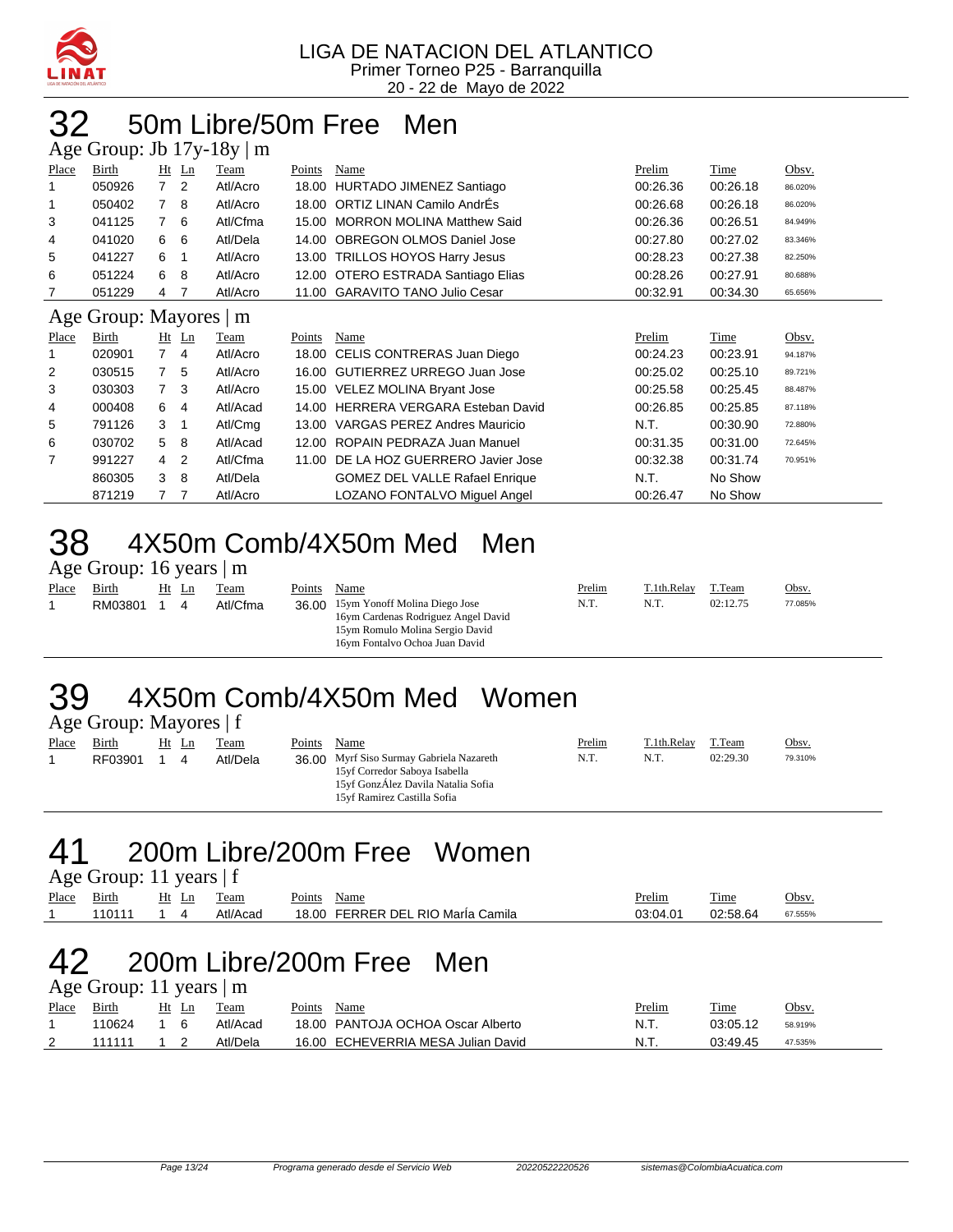LIGA DE NATACION DEL ATLANTICO
Primer Torneo P25 - Barranquilla
20 - 22 de Mayo de 2022

# 32 50m Libre/50m Free Men

## Age Group: Jb 17y-18y | m

| Place | Birth | Ht | Ln | Team | Points | Name | Prelim | Time | Obsv. |
|---|---|---|---|---|---|---|---|---|---|
| 1 | 050926 | 7 | 2 | Atl/Acro | 18.00 | HURTADO JIMENEZ Santiago | 00:26.36 | 00:26.18 | 86.020% |
| 1 | 050402 | 7 | 8 | Atl/Acro | 18.00 | ORTIZ LINAN Camilo AndrÉs | 00:26.68 | 00:26.18 | 86.020% |
| 3 | 041125 | 7 | 6 | Atl/Cfma | 15.00 | MORRON MOLINA Matthew Said | 00:26.36 | 00:26.51 | 84.949% |
| 4 | 041020 | 6 | 6 | Atl/Dela | 14.00 | OBREGON OLMOS Daniel Jose | 00:27.80 | 00:27.02 | 83.346% |
| 5 | 041227 | 6 | 1 | Atl/Acro | 13.00 | TRILLOS HOYOS Harry Jesus | 00:28.23 | 00:27.38 | 82.250% |
| 6 | 051224 | 6 | 8 | Atl/Acro | 12.00 | OTERO ESTRADA Santiago Elias | 00:28.26 | 00:27.91 | 80.688% |
| 7 | 051229 | 4 | 7 | Atl/Acro | 11.00 | GARAVITO TANO Julio Cesar | 00:32.91 | 00:34.30 | 65.656% |

## Age Group: Mayores | m

| Place | Birth | Ht | Ln | Team | Points | Name | Prelim | Time | Obsv. |
|---|---|---|---|---|---|---|---|---|---|
| 1 | 020901 | 7 | 4 | Atl/Acro | 18.00 | CELIS CONTRERAS Juan Diego | 00:24.23 | 00:23.91 | 94.187% |
| 2 | 030515 | 7 | 5 | Atl/Acro | 16.00 | GUTIERREZ URREGO Juan Jose | 00:25.02 | 00:25.10 | 89.721% |
| 3 | 030303 | 7 | 3 | Atl/Acro | 15.00 | VELEZ MOLINA Bryant Jose | 00:25.58 | 00:25.45 | 88.487% |
| 4 | 000408 | 6 | 4 | Atl/Acad | 14.00 | HERRERA VERGARA Esteban David | 00:26.85 | 00:25.85 | 87.118% |
| 5 | 791126 | 3 | 1 | Atl/Cmg | 13.00 | VARGAS PEREZ Andres Mauricio | N.T. | 00:30.90 | 72.880% |
| 6 | 030702 | 5 | 8 | Atl/Acad | 12.00 | ROPAIN PEDRAZA Juan Manuel | 00:31.35 | 00:31.00 | 72.645% |
| 7 | 991227 | 4 | 2 | Atl/Cfma | 11.00 | DE LA HOZ GUERRERO Javier Jose | 00:32.38 | 00:31.74 | 70.951% |
|  | 860305 | 3 | 8 | Atl/Dela |  | GOMEZ DEL VALLE Rafael Enrique | N.T. | No Show |  |
|  | 871219 | 7 | 7 | Atl/Acro |  | LOZANO FONTALVO Miguel Angel | 00:26.47 | No Show |  |

# 38 4X50m Comb/4X50m Med Men

## Age Group: 16 years | m

| Place | Birth | Ht | Ln | Team | Points | Name | Prelim | T.1th.Relay | T.Team | Obsv. |
|---|---|---|---|---|---|---|---|---|---|---|
| 1 | RM03801 | 1 | 4 | Atl/Cfma | 36.00 | 15ym Yonoff Molina Diego Jose<br>16ym Cardenas Rodriguez Angel David<br>15ym Romulo Molina Sergio David<br>16ym Fontalvo Ochoa Juan David | N.T. | N.T. | 02:12.75 | 77.085% |

# 39 4X50m Comb/4X50m Med Women

## Age Group: Mayores | f

| Place | Birth | Ht | Ln | Team | Points | Name | Prelim | T.1th.Relay | T.Team | Obsv. |
|---|---|---|---|---|---|---|---|---|---|---|
| 1 | RF03901 | 1 | 4 | Atl/Dela | 36.00 | Myrf Siso Surmay Gabriela Nazareth<br>15yf Corredor Saboya Isabella<br>15yf GonzÁlez Davila Natalia Sofia<br>15yf Ramirez Castilla Sofia | N.T. | N.T. | 02:29.30 | 79.310% |

# 41 200m Libre/200m Free Women

## Age Group: 11 years | f

| Place | Birth | Ht | Ln | Team | Points | Name | Prelim | Time | Obsv. |
|---|---|---|---|---|---|---|---|---|---|
| 1 | 110111 | 1 | 4 | Atl/Acad | 18.00 | FERRER DEL RIO MarÍa Camila | 03:04.01 | 02:58.64 | 67.555% |

# 42 200m Libre/200m Free Men

## Age Group: 11 years | m

| Place | Birth | Ht | Ln | Team | Points | Name | Prelim | Time | Obsv. |
|---|---|---|---|---|---|---|---|---|---|
| 1 | 110624 | 1 | 6 | Atl/Acad | 18.00 | PANTOJA OCHOA Oscar Alberto | N.T. | 03:05.12 | 58.919% |
| 2 | 111111 | 1 | 2 | Atl/Dela | 16.00 | ECHEVERRIA MESA Julian David | N.T. | 03:49.45 | 47.535% |

Programa generado desde el Servicio Web 20220522220526 sistemas@ColombiaAcuatica.com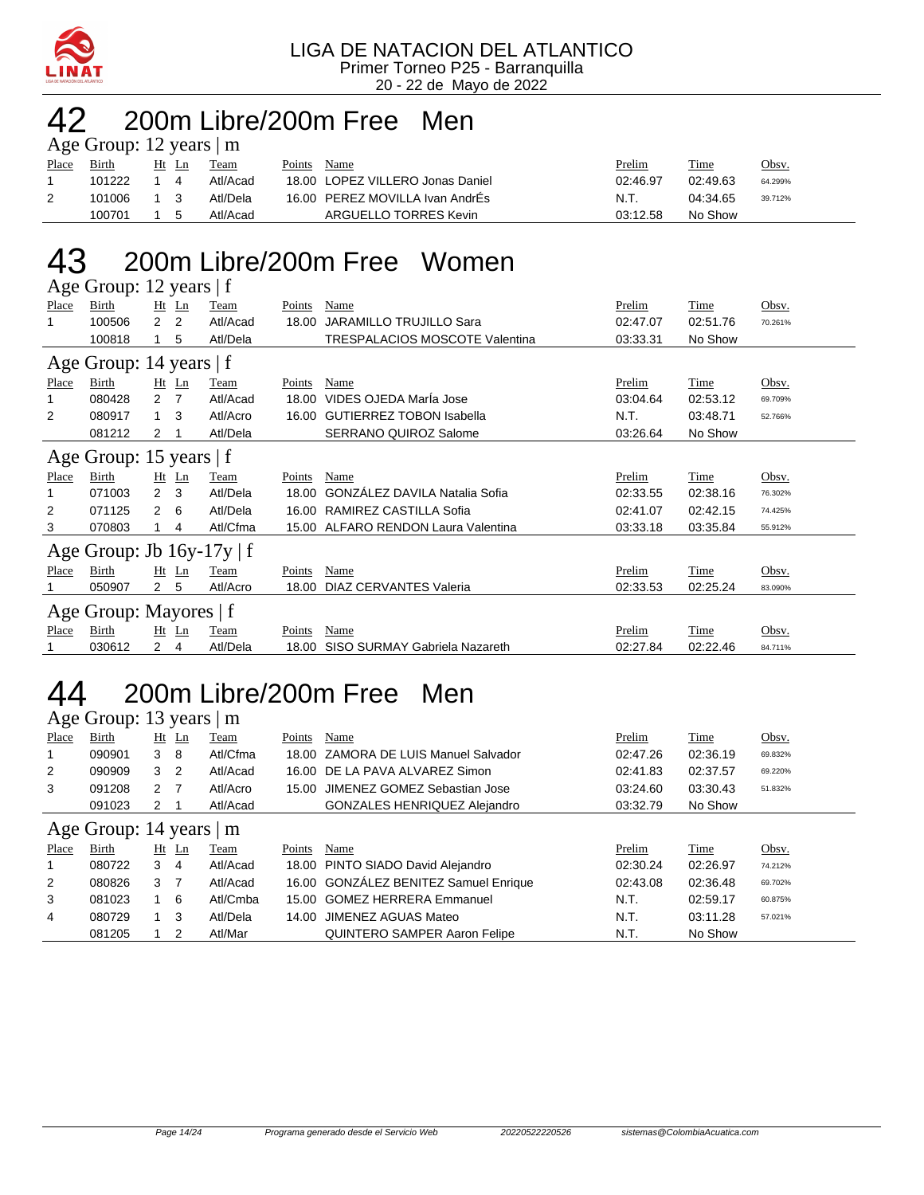LIGA DE NATACION DEL ATLANTICO
Primer Torneo P25 - Barranquilla
20 - 22 de Mayo de 2022

# 42 200m Libre/200m Free Men

Age Group: 12 years | m

| Place | Birth | Ht | Ln | Team | Points | Name | Prelim | Time | Obsv. |
|---|---|---|---|---|---|---|---|---|---|
| 1 | 101222 | 1 | 4 | Atl/Acad | 18.00 | LOPEZ VILLERO Jonas Daniel | 02:46.97 | 02:49.63 | 64.299% |
| 2 | 101006 | 1 | 3 | Atl/Dela | 16.00 | PEREZ MOVILLA Ivan AndrÉs | N.T. | 04:34.65 | 39.712% |
| | 100701 | 1 | 5 | Atl/Acad | | ARGUELLO TORRES Kevin | 03:12.58 | No Show | |

# 43 200m Libre/200m Free Women

Age Group: 12 years | f

| Place | Birth | Ht | Ln | Team | Points | Name | Prelim | Time | Obsv. |
|---|---|---|---|---|---|---|---|---|---|
| 1 | 100506 | 2 | 2 | Atl/Acad | 18.00 | JARAMILLO TRUJILLO Sara | 02:47.07 | 02:51.76 | 70.261% |
| | 100818 | 1 | 5 | Atl/Dela | | TRESPALACIOS MOSCOTE Valentina | 03:33.31 | No Show | |

Age Group: 14 years | f

| Place | Birth | Ht | Ln | Team | Points | Name | Prelim | Time | Obsv. |
|---|---|---|---|---|---|---|---|---|---|
| 1 | 080428 | 2 | 7 | Atl/Acad | 18.00 | VIDES OJEDA MarÍa Jose | 03:04.64 | 02:53.12 | 69.709% |
| 2 | 080917 | 1 | 3 | Atl/Acro | 16.00 | GUTIERREZ TOBON Isabella | N.T. | 03:48.71 | 52.766% |
| | 081212 | 2 | 1 | Atl/Dela | | SERRANO QUIROZ Salome | 03:26.64 | No Show | |

Age Group: 15 years | f

| Place | Birth | Ht | Ln | Team | Points | Name | Prelim | Time | Obsv. |
|---|---|---|---|---|---|---|---|---|---|
| 1 | 071003 | 2 | 3 | Atl/Dela | 18.00 | GONZÁLEZ DAVILA Natalia Sofia | 02:33.55 | 02:38.16 | 76.302% |
| 2 | 071125 | 2 | 6 | Atl/Dela | 16.00 | RAMIREZ CASTILLA Sofia | 02:41.07 | 02:42.15 | 74.425% |
| 3 | 070803 | 1 | 4 | Atl/Cfma | 15.00 | ALFARO RENDON Laura Valentina | 03:33.18 | 03:35.84 | 55.912% |

Age Group: Jb 16y-17y | f

| Place | Birth | Ht | Ln | Team | Points | Name | Prelim | Time | Obsv. |
|---|---|---|---|---|---|---|---|---|---|
| 1 | 050907 | 2 | 5 | Atl/Acro | 18.00 | DIAZ CERVANTES Valeria | 02:33.53 | 02:25.24 | 83.090% |

Age Group: Mayores | f

| Place | Birth | Ht | Ln | Team | Points | Name | Prelim | Time | Obsv. |
|---|---|---|---|---|---|---|---|---|---|
| 1 | 030612 | 2 | 4 | Atl/Dela | 18.00 | SISO SURMAY Gabriela Nazareth | 02:27.84 | 02:22.46 | 84.711% |

# 44 200m Libre/200m Free Men

Age Group: 13 years | m

| Place | Birth | Ht | Ln | Team | Points | Name | Prelim | Time | Obsv. |
|---|---|---|---|---|---|---|---|---|---|
| 1 | 090901 | 3 | 8 | Atl/Cfma | 18.00 | ZAMORA DE LUIS Manuel Salvador | 02:47.26 | 02:36.19 | 69.832% |
| 2 | 090909 | 3 | 2 | Atl/Acad | 16.00 | DE LA PAVA ALVAREZ Simon | 02:41.83 | 02:37.57 | 69.220% |
| 3 | 091208 | 2 | 7 | Atl/Acro | 15.00 | JIMENEZ GOMEZ Sebastian Jose | 03:24.60 | 03:30.43 | 51.832% |
| | 091023 | 2 | 1 | Atl/Acad | | GONZALES HENRIQUEZ Alejandro | 03:32.79 | No Show | |

Age Group: 14 years | m

| Place | Birth | Ht | Ln | Team | Points | Name | Prelim | Time | Obsv. |
|---|---|---|---|---|---|---|---|---|---|
| 1 | 080722 | 3 | 4 | Atl/Acad | 18.00 | PINTO SIADO David Alejandro | 02:30.24 | 02:26.97 | 74.212% |
| 2 | 080826 | 3 | 7 | Atl/Acad | 16.00 | GONZÁLEZ BENITEZ Samuel Enrique | 02:43.08 | 02:36.48 | 69.702% |
| 3 | 081023 | 1 | 6 | Atl/Cmba | 15.00 | GOMEZ HERRERA Emmanuel | N.T. | 02:59.17 | 60.875% |
| 4 | 080729 | 1 | 3 | Atl/Dela | 14.00 | JIMENEZ AGUAS Mateo | N.T. | 03:11.28 | 57.021% |
| | 081205 | 1 | 2 | Atl/Mar | | QUINTERO SAMPER Aaron Felipe | N.T. | No Show | |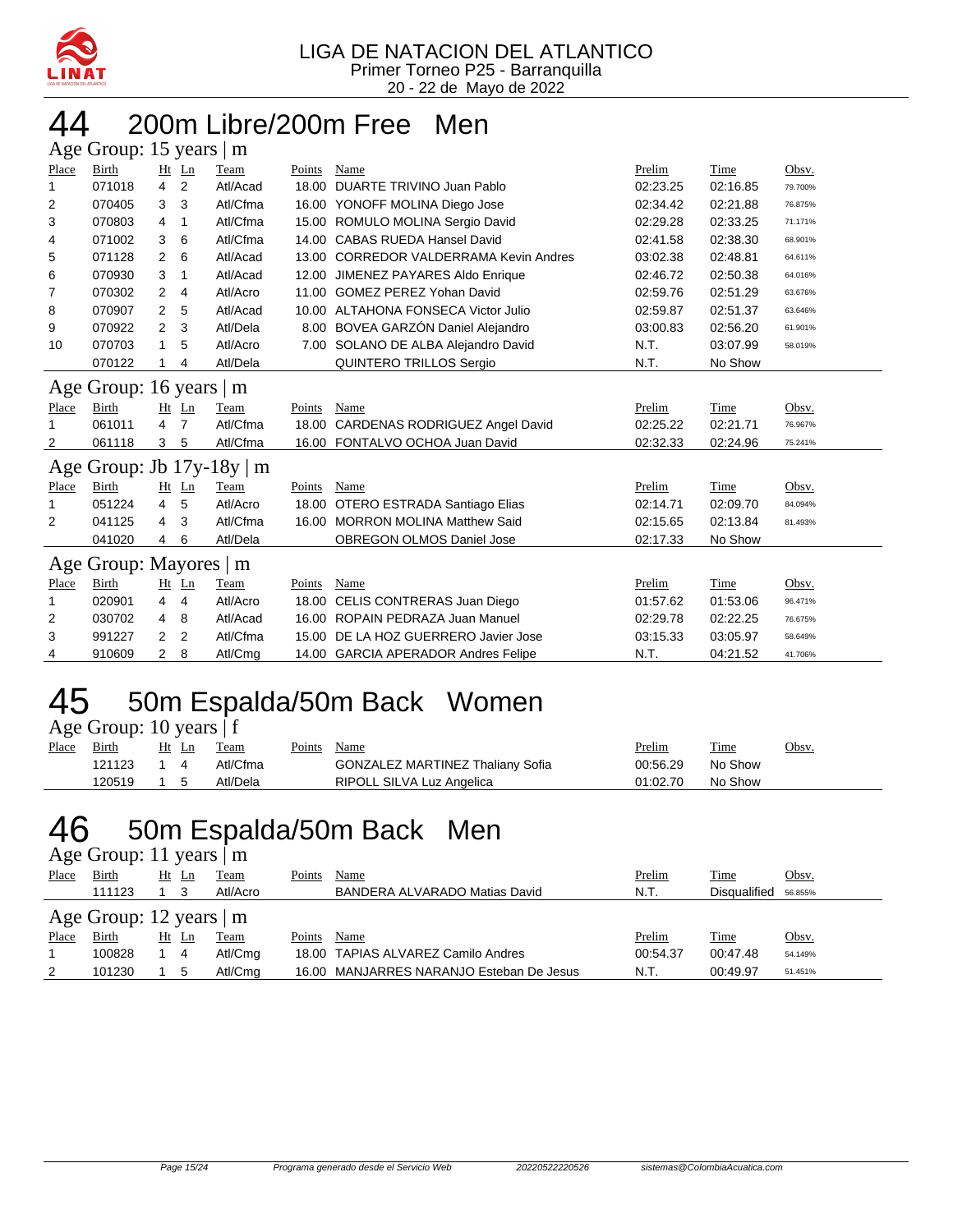LIGA DE NATACION DEL ATLANTICO
Primer Torneo P25 - Barranquilla
20 - 22 de Mayo de 2022

# 44 200m Libre/200m Free Men

## Age Group: 15 years | m

| Place | Birth | Ht | Ln | Team | Points | Name | Prelim | Time | Obsv. |
|---|---|---|---|---|---|---|---|---|---|
| 1 | 071018 | 4 | 2 | Atl/Acad | 18.00 | DUARTE TRIVINO Juan Pablo | 02:23.25 | 02:16.85 | 79.700% |
| 2 | 070405 | 3 | 3 | Atl/Cfma | 16.00 | YONOFF MOLINA Diego Jose | 02:34.42 | 02:21.88 | 76.875% |
| 3 | 070803 | 4 | 1 | Atl/Cfma | 15.00 | ROMULO MOLINA Sergio David | 02:29.28 | 02:33.25 | 71.171% |
| 4 | 071002 | 3 | 6 | Atl/Cfma | 14.00 | CABAS RUEDA Hansel David | 02:41.58 | 02:38.30 | 68.901% |
| 5 | 071128 | 2 | 6 | Atl/Acad | 13.00 | CORREDOR VALDERRAMA Kevin Andres | 03:02.38 | 02:48.81 | 64.611% |
| 6 | 070930 | 3 | 1 | Atl/Acad | 12.00 | JIMENEZ PAYARES Aldo Enrique | 02:46.72 | 02:50.38 | 64.016% |
| 7 | 070302 | 2 | 4 | Atl/Acro | 11.00 | GOMEZ PEREZ Yohan David | 02:59.76 | 02:51.29 | 63.676% |
| 8 | 070907 | 2 | 5 | Atl/Acad | 10.00 | ALTAHONA FONSECA Victor Julio | 02:59.87 | 02:51.37 | 63.646% |
| 9 | 070922 | 2 | 3 | Atl/Dela | 8.00 | BOVEA GARZÓN Daniel Alejandro | 03:00.83 | 02:56.20 | 61.901% |
| 10 | 070703 | 1 | 5 | Atl/Acro | 7.00 | SOLANO DE ALBA Alejandro David | N.T. | 03:07.99 | 58.019% |
| | 070122 | 1 | 4 | Atl/Dela | | QUINTERO TRILLOS Sergio | N.T. | No Show | |

## Age Group: 16 years | m

| Place | Birth | Ht | Ln | Team | Points | Name | Prelim | Time | Obsv. |
|---|---|---|---|---|---|---|---|---|---|
| 1 | 061011 | 4 | 7 | Atl/Cfma | 18.00 | CARDENAS RODRIGUEZ Angel David | 02:25.22 | 02:21.71 | 76.967% |
| 2 | 061118 | 3 | 5 | Atl/Cfma | 16.00 | FONTALVO OCHOA Juan David | 02:32.33 | 02:24.96 | 75.241% |

## Age Group: Jb 17y-18y | m

| Place | Birth | Ht | Ln | Team | Points | Name | Prelim | Time | Obsv. |
|---|---|---|---|---|---|---|---|---|---|
| 1 | 051224 | 4 | 5 | Atl/Acro | 18.00 | OTERO ESTRADA Santiago Elias | 02:14.71 | 02:09.70 | 84.094% |
| 2 | 041125 | 4 | 3 | Atl/Cfma | 16.00 | MORRON MOLINA Matthew Said | 02:15.65 | 02:13.84 | 81.493% |
| | 041020 | 4 | 6 | Atl/Dela | | OBREGON OLMOS Daniel Jose | 02:17.33 | No Show | |

## Age Group: Mayores | m

| Place | Birth | Ht | Ln | Team | Points | Name | Prelim | Time | Obsv. |
|---|---|---|---|---|---|---|---|---|---|
| 1 | 020901 | 4 | 4 | Atl/Acro | 18.00 | CELIS CONTRERAS Juan Diego | 01:57.62 | 01:53.06 | 96.471% |
| 2 | 030702 | 4 | 8 | Atl/Acad | 16.00 | ROPAIN PEDRAZA Juan Manuel | 02:29.78 | 02:22.25 | 76.675% |
| 3 | 991227 | 2 | 2 | Atl/Cfma | 15.00 | DE LA HOZ GUERRERO Javier Jose | 03:15.33 | 03:05.97 | 58.649% |
| 4 | 910609 | 2 | 8 | Atl/Cmg | 14.00 | GARCIA APERADOR Andres Felipe | N.T. | 04:21.52 | 41.706% |

# 45 50m Espalda/50m Back Women

## Age Group: 10 years | f

| Place | Birth | Ht | Ln | Team | Points | Name | Prelim | Time | Obsv. |
|---|---|---|---|---|---|---|---|---|---|
| | 121123 | 1 | 4 | Atl/Cfma | | GONZALEZ MARTINEZ Thaliany Sofia | 00:56.29 | No Show | |
| | 120519 | 1 | 5 | Atl/Dela | | RIPOLL SILVA Luz Angelica | 01:02.70 | No Show | |

# 46 50m Espalda/50m Back Men

## Age Group: 11 years | m

| Place | Birth | Ht | Ln | Team | Points | Name | Prelim | Time | Obsv. |
|---|---|---|---|---|---|---|---|---|---|
| | 111123 | 1 | 3 | Atl/Acro | | BANDERA ALVARADO Matias David | N.T. | Disqualified | 56.855% |

## Age Group: 12 years | m

| Place | Birth | Ht | Ln | Team | Points | Name | Prelim | Time | Obsv. |
|---|---|---|---|---|---|---|---|---|---|
| 1 | 100828 | 1 | 4 | Atl/Cmg | 18.00 | TAPIAS ALVAREZ Camilo Andres | 00:54.37 | 00:47.48 | 54.149% |
| 2 | 101230 | 1 | 5 | Atl/Cmg | 16.00 | MANJARRES NARANJO Esteban De Jesus | N.T. | 00:49.97 | 51.451% |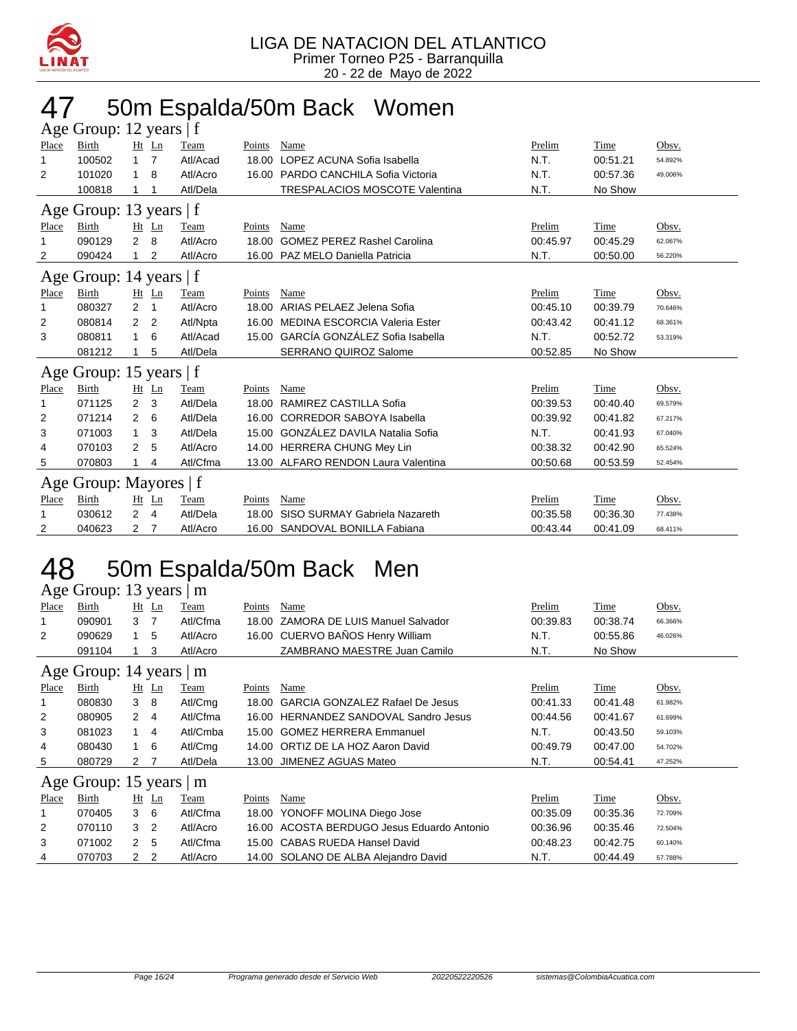LIGA DE NATACION DEL ATLANTICO
Primer Torneo P25 - Barranquilla
20 - 22 de Mayo de 2022

# 47 50m Espalda/50m Back Women

## Age Group: 12 years | f

| Place | Birth | Ht | Ln | Team | Points | Name | Prelim | Time | Obsv. |
|---|---|---|---|---|---|---|---|---|---|
| 1 | 100502 | 1 | 7 | Atl/Acad | 18.00 | LOPEZ ACUNA Sofia Isabella | N.T. | 00:51.21 | 54.892% |
| 2 | 101020 | 1 | 8 | Atl/Acro | 16.00 | PARDO CANCHILA Sofia Victoria | N.T. | 00:57.36 | 49.006% |
|  | 100818 | 1 | 1 | Atl/Dela |  | TRESPALACIOS MOSCOTE Valentina | N.T. | No Show |  |

## Age Group: 13 years | f

| Place | Birth | Ht | Ln | Team | Points | Name | Prelim | Time | Obsv. |
|---|---|---|---|---|---|---|---|---|---|
| 1 | 090129 | 2 | 8 | Atl/Acro | 18.00 | GOMEZ PEREZ Rashel Carolina | 00:45.97 | 00:45.29 | 62.067% |
| 2 | 090424 | 1 | 2 | Atl/Acro | 16.00 | PAZ MELO Daniella Patricia | N.T. | 00:50.00 | 56.220% |

## Age Group: 14 years | f

| Place | Birth | Ht | Ln | Team | Points | Name | Prelim | Time | Obsv. |
|---|---|---|---|---|---|---|---|---|---|
| 1 | 080327 | 2 | 1 | Atl/Acro | 18.00 | ARIAS PELAEZ Jelena Sofia | 00:45.10 | 00:39.79 | 70.646% |
| 2 | 080814 | 2 | 2 | Atl/Npta | 16.00 | MEDINA ESCORCIA Valeria Ester | 00:43.42 | 00:41.12 | 68.361% |
| 3 | 080811 | 1 | 6 | Atl/Acad | 15.00 | GARCÍA GONZÁLEZ Sofia Isabella | N.T. | 00:52.72 | 53.319% |
|  | 081212 | 1 | 5 | Atl/Dela |  | SERRANO QUIROZ Salome | 00:52.85 | No Show |  |

## Age Group: 15 years | f

| Place | Birth | Ht | Ln | Team | Points | Name | Prelim | Time | Obsv. |
|---|---|---|---|---|---|---|---|---|---|
| 1 | 071125 | 2 | 3 | Atl/Dela | 18.00 | RAMIREZ CASTILLA Sofia | 00:39.53 | 00:40.40 | 69.579% |
| 2 | 071214 | 2 | 6 | Atl/Dela | 16.00 | CORREDOR SABOYA Isabella | 00:39.92 | 00:41.82 | 67.217% |
| 3 | 071003 | 1 | 3 | Atl/Dela | 15.00 | GONZÁLEZ DAVILA Natalia Sofia | N.T. | 00:41.93 | 67.040% |
| 4 | 070103 | 2 | 5 | Atl/Acro | 14.00 | HERRERA CHUNG Mey Lin | 00:38.32 | 00:42.90 | 65.524% |
| 5 | 070803 | 1 | 4 | Atl/Cfma | 13.00 | ALFARO RENDON Laura Valentina | 00:50.68 | 00:53.59 | 52.454% |

## Age Group: Mayores | f

| Place | Birth | Ht | Ln | Team | Points | Name | Prelim | Time | Obsv. |
|---|---|---|---|---|---|---|---|---|---|
| 1 | 030612 | 2 | 4 | Atl/Dela | 18.00 | SISO SURMAY Gabriela Nazareth | 00:35.58 | 00:36.30 | 77.438% |
| 2 | 040623 | 2 | 7 | Atl/Acro | 16.00 | SANDOVAL BONILLA Fabiana | 00:43.44 | 00:41.09 | 68.411% |

# 48 50m Espalda/50m Back Men

## Age Group: 13 years | m

| Place | Birth | Ht | Ln | Team | Points | Name | Prelim | Time | Obsv. |
|---|---|---|---|---|---|---|---|---|---|
| 1 | 090901 | 3 | 7 | Atl/Cfma | 18.00 | ZAMORA DE LUIS Manuel Salvador | 00:39.83 | 00:38.74 | 66.366% |
| 2 | 090629 | 1 | 5 | Atl/Acro | 16.00 | CUERVO BAÑOS Henry William | N.T. | 00:55.86 | 46.026% |
|  | 091104 | 1 | 3 | Atl/Acro |  | ZAMBRANO MAESTRE Juan Camilo | N.T. | No Show |  |

## Age Group: 14 years | m

| Place | Birth | Ht | Ln | Team | Points | Name | Prelim | Time | Obsv. |
|---|---|---|---|---|---|---|---|---|---|
| 1 | 080830 | 3 | 8 | Atl/Cmg | 18.00 | GARCIA GONZALEZ Rafael De Jesus | 00:41.33 | 00:41.48 | 61.982% |
| 2 | 080905 | 2 | 4 | Atl/Cfma | 16.00 | HERNANDEZ SANDOVAL Sandro Jesus | 00:44.56 | 00:41.67 | 61.699% |
| 3 | 081023 | 1 | 4 | Atl/Cmba | 15.00 | GOMEZ HERRERA Emmanuel | N.T. | 00:43.50 | 59.103% |
| 4 | 080430 | 1 | 6 | Atl/Cmg | 14.00 | ORTIZ DE LA HOZ Aaron David | 00:49.79 | 00:47.00 | 54.702% |
| 5 | 080729 | 2 | 7 | Atl/Dela | 13.00 | JIMENEZ AGUAS Mateo | N.T. | 00:54.41 | 47.252% |

## Age Group: 15 years | m

| Place | Birth | Ht | Ln | Team | Points | Name | Prelim | Time | Obsv. |
|---|---|---|---|---|---|---|---|---|---|
| 1 | 070405 | 3 | 6 | Atl/Cfma | 18.00 | YONOFF MOLINA Diego Jose | 00:35.09 | 00:35.36 | 72.709% |
| 2 | 070110 | 3 | 2 | Atl/Acro | 16.00 | ACOSTA BERDUGO Jesus Eduardo Antonio | 00:36.96 | 00:35.46 | 72.504% |
| 3 | 071002 | 2 | 5 | Atl/Cfma | 15.00 | CABAS RUEDA Hansel David | 00:48.23 | 00:42.75 | 60.140% |
| 4 | 070703 | 2 | 2 | Atl/Acro | 14.00 | SOLANO DE ALBA Alejandro David | N.T. | 00:44.49 | 57.788% |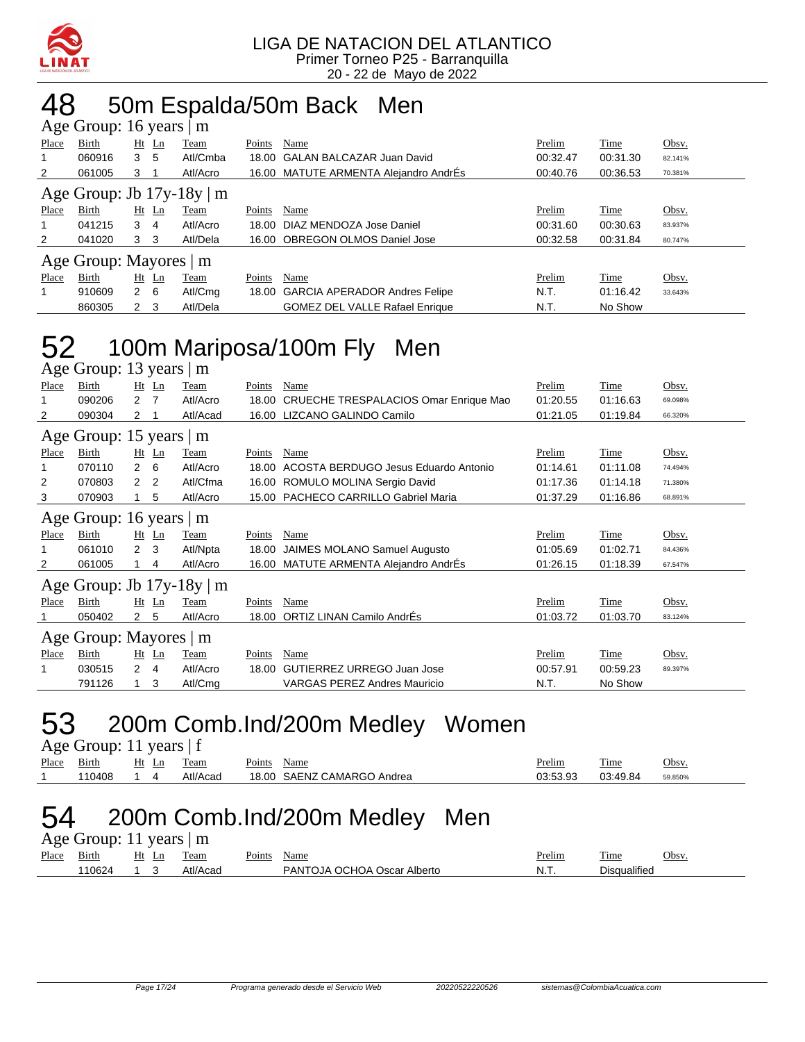LIGA DE NATACION DEL ATLANTICO
Primer Torneo P25 - Barranquilla
20 - 22 de Mayo de 2022

# 48 50m Espalda/50m Back Men

### Age Group: 16 years | m

| Place | Birth | Ht | Ln | Team | Points | Name | Prelim | Time | Obsv. |
|---|---|---|---|---|---|---|---|---|---|
| 1 | 060916 | 3 | 5 | Atl/Cmba | 18.00 | GALAN BALCAZAR Juan David | 00:32.47 | 00:31.30 | 82.141% |
| 2 | 061005 | 3 | 1 | Atl/Acro | 16.00 | MATUTE ARMENTA Alejandro AndrÉs | 00:40.76 | 00:36.53 | 70.381% |

### Age Group: Jb 17y-18y | m

| Place | Birth | Ht | Ln | Team | Points | Name | Prelim | Time | Obsv. |
|---|---|---|---|---|---|---|---|---|---|
| 1 | 041215 | 3 | 4 | Atl/Acro | 18.00 | DIAZ MENDOZA Jose Daniel | 00:31.60 | 00:30.63 | 83.937% |
| 2 | 041020 | 3 | 3 | Atl/Dela | 16.00 | OBREGON OLMOS Daniel Jose | 00:32.58 | 00:31.84 | 80.747% |

### Age Group: Mayores | m

| Place | Birth | Ht | Ln | Team | Points | Name | Prelim | Time | Obsv. |
|---|---|---|---|---|---|---|---|---|---|
| 1 | 910609 | 2 | 6 | Atl/Cmg | 18.00 | GARCIA APERADOR Andres Felipe | N.T. | 01:16.42 | 33.643% |
|  | 860305 | 2 | 3 | Atl/Dela |  | GOMEZ DEL VALLE Rafael Enrique | N.T. | No Show |  |

# 52 100m Mariposa/100m Fly Men

### Age Group: 13 years | m

| Place | Birth | Ht | Ln | Team | Points | Name | Prelim | Time | Obsv. |
|---|---|---|---|---|---|---|---|---|---|
| 1 | 090206 | 2 | 7 | Atl/Acro | 18.00 | CRUECHE TRESPALACIOS Omar Enrique Mao | 01:20.55 | 01:16.63 | 69.098% |
| 2 | 090304 | 2 | 1 | Atl/Acad | 16.00 | LIZCANO GALINDO Camilo | 01:21.05 | 01:19.84 | 66.320% |

### Age Group: 15 years | m

| Place | Birth | Ht | Ln | Team | Points | Name | Prelim | Time | Obsv. |
|---|---|---|---|---|---|---|---|---|---|
| 1 | 070110 | 2 | 6 | Atl/Acro | 18.00 | ACOSTA BERDUGO Jesus Eduardo Antonio | 01:14.61 | 01:11.08 | 74.494% |
| 2 | 070803 | 2 | 2 | Atl/Cfma | 16.00 | ROMULO MOLINA Sergio David | 01:17.36 | 01:14.18 | 71.380% |
| 3 | 070903 | 1 | 5 | Atl/Acro | 15.00 | PACHECO CARRILLO Gabriel Maria | 01:37.29 | 01:16.86 | 68.891% |

### Age Group: 16 years | m

| Place | Birth | Ht | Ln | Team | Points | Name | Prelim | Time | Obsv. |
|---|---|---|---|---|---|---|---|---|---|
| 1 | 061010 | 2 | 3 | Atl/Npta | 18.00 | JAIMES MOLANO Samuel Augusto | 01:05.69 | 01:02.71 | 84.436% |
| 2 | 061005 | 1 | 4 | Atl/Acro | 16.00 | MATUTE ARMENTA Alejandro AndrÉs | 01:26.15 | 01:18.39 | 67.547% |

### Age Group: Jb 17y-18y | m

| Place | Birth | Ht | Ln | Team | Points | Name | Prelim | Time | Obsv. |
|---|---|---|---|---|---|---|---|---|---|
| 1 | 050402 | 2 | 5 | Atl/Acro | 18.00 | ORTIZ LINAN Camilo AndrÉs | 01:03.72 | 01:03.70 | 83.124% |

### Age Group: Mayores | m

| Place | Birth | Ht | Ln | Team | Points | Name | Prelim | Time | Obsv. |
|---|---|---|---|---|---|---|---|---|---|
| 1 | 030515 | 2 | 4 | Atl/Acro | 18.00 | GUTIERREZ URREGO Juan Jose | 00:57.91 | 00:59.23 | 89.397% |
|  | 791126 | 1 | 3 | Atl/Cmg |  | VARGAS PEREZ Andres Mauricio | N.T. | No Show |  |

# 53 200m Comb.Ind/200m Medley Women

### Age Group: 11 years | f

| Place | Birth | Ht | Ln | Team | Points | Name | Prelim | Time | Obsv. |
|---|---|---|---|---|---|---|---|---|---|
| 1 | 110408 | 1 | 4 | Atl/Acad | 18.00 | SAENZ CAMARGO Andrea | 03:53.93 | 03:49.84 | 59.850% |

# 54 200m Comb.Ind/200m Medley Men

### Age Group: 11 years | m

| Place | Birth | Ht | Ln | Team | Points | Name | Prelim | Time | Obsv. |
|---|---|---|---|---|---|---|---|---|---|
|  | 110624 | 1 | 3 | Atl/Acad |  | PANTOJA OCHOA Oscar Alberto | N.T. | Disqualified |  |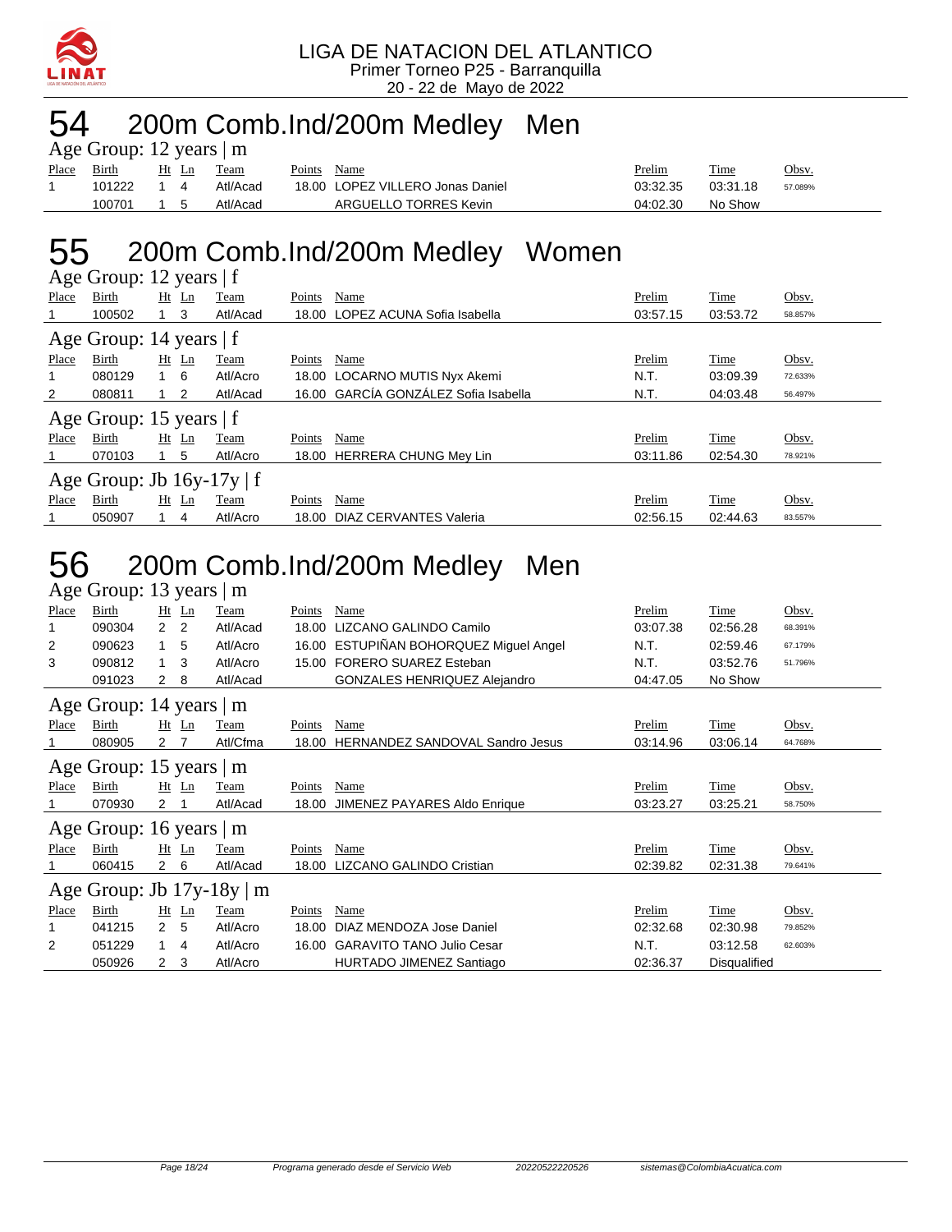LIGA DE NATACION DEL ATLANTICO
Primer Torneo P25 - Barranquilla
20 - 22 de Mayo de 2022

# 54 200m Comb.Ind/200m Medley Men

Age Group: 12 years | m

| Place | Birth | Ht | Ln | Team | Points | Name | Prelim | Time | Obsv. |
|---|---|---|---|---|---|---|---|---|---|
| 1 | 101222 | 1 | 4 | Atl/Acad | 18.00 | LOPEZ VILLERO Jonas Daniel | 03:32.35 | 03:31.18 | 57.089% |
| | 100701 | 1 | 5 | Atl/Acad | | ARGUELLO TORRES Kevin | 04:02.30 | No Show | |

# 55 200m Comb.Ind/200m Medley Women

Age Group: 12 years | f

| Place | Birth | Ht | Ln | Team | Points | Name | Prelim | Time | Obsv. |
|---|---|---|---|---|---|---|---|---|---|
| 1 | 100502 | 1 | 3 | Atl/Acad | 18.00 | LOPEZ ACUNA Sofia Isabella | 03:57.15 | 03:53.72 | 58.857% |

Age Group: 14 years | f

| Place | Birth | Ht | Ln | Team | Points | Name | Prelim | Time | Obsv. |
|---|---|---|---|---|---|---|---|---|---|
| 1 | 080129 | 1 | 6 | Atl/Acro | 18.00 | LOCARNO MUTIS Nyx Akemi | N.T. | 03:09.39 | 72.633% |
| 2 | 080811 | 1 | 2 | Atl/Acad | 16.00 | GARCÍA GONZÁLEZ Sofia Isabella | N.T. | 04:03.48 | 56.497% |

Age Group: 15 years | f

| Place | Birth | Ht | Ln | Team | Points | Name | Prelim | Time | Obsv. |
|---|---|---|---|---|---|---|---|---|---|
| 1 | 070103 | 1 | 5 | Atl/Acro | 18.00 | HERRERA CHUNG Mey Lin | 03:11.86 | 02:54.30 | 78.921% |

Age Group: Jb 16y-17y | f

| Place | Birth | Ht | Ln | Team | Points | Name | Prelim | Time | Obsv. |
|---|---|---|---|---|---|---|---|---|---|
| 1 | 050907 | 1 | 4 | Atl/Acro | 18.00 | DIAZ CERVANTES Valeria | 02:56.15 | 02:44.63 | 83.557% |

# 56 200m Comb.Ind/200m Medley Men

Age Group: 13 years | m

| Place | Birth | Ht | Ln | Team | Points | Name | Prelim | Time | Obsv. |
|---|---|---|---|---|---|---|---|---|---|
| 1 | 090304 | 2 | 2 | Atl/Acad | 18.00 | LIZCANO GALINDO Camilo | 03:07.38 | 02:56.28 | 68.391% |
| 2 | 090623 | 1 | 5 | Atl/Acro | 16.00 | ESTUPIÑAN BOHORQUEZ Miguel Angel | N.T. | 02:59.46 | 67.179% |
| 3 | 090812 | 1 | 3 | Atl/Acro | 15.00 | FORERO SUAREZ Esteban | N.T. | 03:52.76 | 51.796% |
| | 091023 | 2 | 8 | Atl/Acad | | GONZALES HENRIQUEZ Alejandro | 04:47.05 | No Show | |

Age Group: 14 years | m

| Place | Birth | Ht | Ln | Team | Points | Name | Prelim | Time | Obsv. |
|---|---|---|---|---|---|---|---|---|---|
| 1 | 080905 | 2 | 7 | Atl/Cfma | 18.00 | HERNANDEZ SANDOVAL Sandro Jesus | 03:14.96 | 03:06.14 | 64.768% |

Age Group: 15 years | m

| Place | Birth | Ht | Ln | Team | Points | Name | Prelim | Time | Obsv. |
|---|---|---|---|---|---|---|---|---|---|
| 1 | 070930 | 2 | 1 | Atl/Acad | 18.00 | JIMENEZ PAYARES Aldo Enrique | 03:23.27 | 03:25.21 | 58.750% |

Age Group: 16 years | m

| Place | Birth | Ht | Ln | Team | Points | Name | Prelim | Time | Obsv. |
|---|---|---|---|---|---|---|---|---|---|
| 1 | 060415 | 2 | 6 | Atl/Acad | 18.00 | LIZCANO GALINDO Cristian | 02:39.82 | 02:31.38 | 79.641% |

Age Group: Jb 17y-18y | m

| Place | Birth | Ht | Ln | Team | Points | Name | Prelim | Time | Obsv. |
|---|---|---|---|---|---|---|---|---|---|
| 1 | 041215 | 2 | 5 | Atl/Acro | 18.00 | DIAZ MENDOZA Jose Daniel | 02:32.68 | 02:30.98 | 79.852% |
| 2 | 051229 | 1 | 4 | Atl/Acro | 16.00 | GARAVITO TANO Julio Cesar | N.T. | 03:12.58 | 62.603% |
| | 050926 | 2 | 3 | Atl/Acro | | HURTADO JIMENEZ Santiago | 02:36.37 | Disqualified | |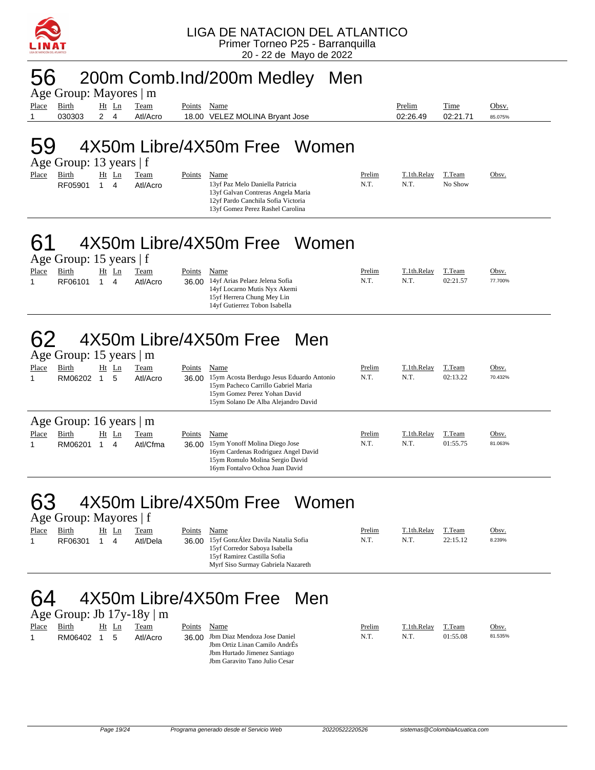LIGA DE NATACION DEL ATLANTICO
Primer Torneo P25 - Barranquilla
20 - 22 de Mayo de 2022

# 56 200m Comb.Ind/200m Medley Men

Age Group: Mayores | m

| Place | Birth | Ht | Ln | Team | Points | Name | Prelim | Time | Obsv. |
|---|---|---|---|---|---|---|---|---|---|
| 1 | 030303 | 2 | 4 | Atl/Acro | 18.00 | VELEZ MOLINA Bryant Jose | 02:26.49 | 02:21.71 | 85.075% |

# 59 4X50m Libre/4X50m Free Women

Age Group: 13 years | f

| Place | Birth | Ht | Ln | Team | Points | Name | Prelim | T.1th.Relay | T.Team | Obsv. |
|---|---|---|---|---|---|---|---|---|---|---|
| | RF05901 | 1 | 4 | Atl/Acro | | 13yf Paz Melo Daniella Patricia<br>13yf Galvan Contreras Angela Maria<br>12yf Pardo Canchila Sofia Victoria<br>13yf Gomez Perez Rashel Carolina | N.T. | N.T. | No Show | |

# 61 4X50m Libre/4X50m Free Women

Age Group: 15 years | f

| Place | Birth | Ht | Ln | Team | Points | Name | Prelim | T.1th.Relay | T.Team | Obsv. |
|---|---|---|---|---|---|---|---|---|---|---|
| 1 | RF06101 | 1 | 4 | Atl/Acro | 36.00 | 14yf Arias Pelaez Jelena Sofia<br>14yf Locarno Mutis Nyx Akemi<br>15yf Herrera Chung Mey Lin<br>14yf Gutierrez Tobon Isabella | N.T. | N.T. | 02:21.57 | 77.700% |

# 62 4X50m Libre/4X50m Free Men

Age Group: 15 years | m

| Place | Birth | Ht | Ln | Team | Points | Name | Prelim | T.1th.Relay | T.Team | Obsv. |
|---|---|---|---|---|---|---|---|---|---|---|
| 1 | RM06202 | 1 | 5 | Atl/Acro | 36.00 | 15ym Acosta Berdugo Jesus Eduardo Antonio<br>15ym Pacheco Carrillo Gabriel Maria<br>15ym Gomez Perez Yohan David<br>15ym Solano De Alba Alejandro David | N.T. | N.T. | 02:13.22 | 70.432% |

Age Group: 16 years | m

| Place | Birth | Ht | Ln | Team | Points | Name | Prelim | T.1th.Relay | T.Team | Obsv. |
|---|---|---|---|---|---|---|---|---|---|---|
| 1 | RM06201 | 1 | 4 | Atl/Cfma | 36.00 | 15ym Yonoff Molina Diego Jose<br>16ym Cardenas Rodriguez Angel David<br>15ym Romulo Molina Sergio David<br>16ym Fontalvo Ochoa Juan David | N.T. | N.T. | 01:55.75 | 81.063% |

# 63 4X50m Libre/4X50m Free Women

Age Group: Mayores | f

| Place | Birth | Ht | Ln | Team | Points | Name | Prelim | T.1th.Relay | T.Team | Obsv. |
|---|---|---|---|---|---|---|---|---|---|---|
| 1 | RF06301 | 1 | 4 | Atl/Dela | 36.00 | 15yf GonzÁlez Davila Natalia Sofia<br>15yf Corredor Saboya Isabella<br>15yf Ramirez Castilla Sofia<br>Myrf Siso Surmay Gabriela Nazareth | N.T. | N.T. | 22:15.12 | 8.239% |

# 64 4X50m Libre/4X50m Free Men

Age Group: Jb 17y-18y | m

| Place | Birth | Ht | Ln | Team | Points | Name | Prelim | T.1th.Relay | T.Team | Obsv. |
|---|---|---|---|---|---|---|---|---|---|---|
| 1 | RM06402 | 1 | 5 | Atl/Acro | 36.00 | Jbm Diaz Mendoza Jose Daniel<br>Jbm Ortiz Linan Camilo AndrÉs<br>Jbm Hurtado Jimenez Santiago<br>Jbm Garavito Tano Julio Cesar | N.T. | N.T. | 01:55.08 | 81.535% |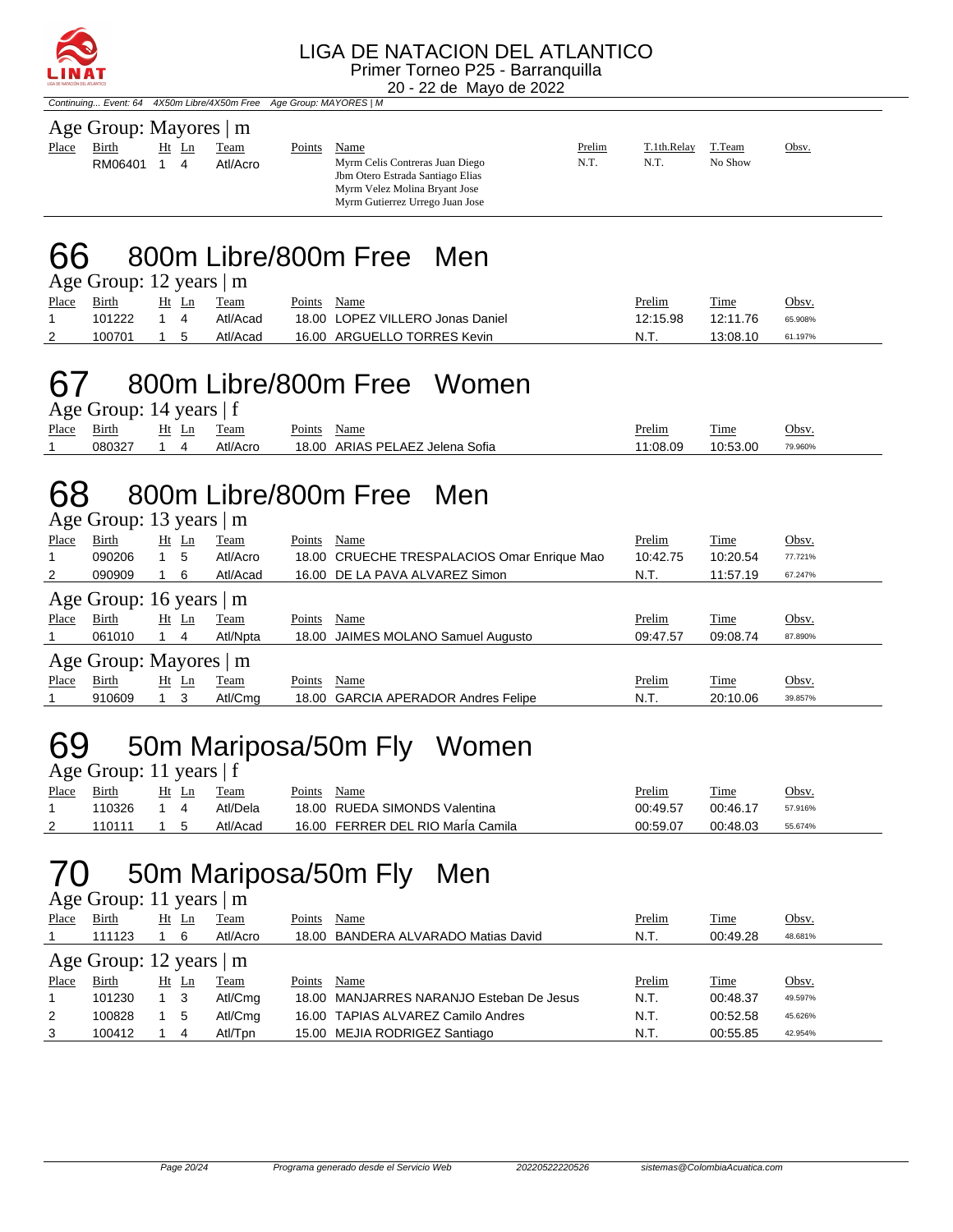LIGA DE NATACION DEL ATLANTICO
Primer Torneo P25 - Barranquilla
20 - 22 de Mayo de 2022

*Continuing... Event: 64 4X50m Libre/4X50m Free Age Group: MAYORES | M*

### Age Group: Mayores | m

| Place | Birth | Ht | Ln | Team | Points | Name | Prelim | T.1th.Relay | T.Team | Obsv. |
|---|---|---|---|---|---|---|---|---|---|---|
| | RM06401 | 1 | 4 | Atl/Acro | | Myrm Celis Contreras Juan Diego<br>Jbm Otero Estrada Santiago Elias<br>Myrm Velez Molina Bryant Jose<br>Myrm Gutierrez Urrego Juan Jose | N.T. | N.T. | No Show | |

# 66 800m Libre/800m Free Men

### Age Group: 12 years | m

| Place | Birth | Ht | Ln | Team | Points | Name | Prelim | Time | Obsv. |
|---|---|---|---|---|---|---|---|---|---|
| 1 | 101222 | 1 | 4 | Atl/Acad | 18.00 | LOPEZ VILLERO Jonas Daniel | 12:15.98 | 12:11.76 | 65.908% |
| 2 | 100701 | 1 | 5 | Atl/Acad | 16.00 | ARGUELLO TORRES Kevin | N.T. | 13:08.10 | 61.197% |

# 67 800m Libre/800m Free Women

### Age Group: 14 years | f

| Place | Birth | Ht | Ln | Team | Points | Name | Prelim | Time | Obsv. |
|---|---|---|---|---|---|---|---|---|---|
| 1 | 080327 | 1 | 4 | Atl/Acro | 18.00 | ARIAS PELAEZ Jelena Sofia | 11:08.09 | 10:53.00 | 79.960% |

# 68 800m Libre/800m Free Men

### Age Group: 13 years | m

| Place | Birth | Ht | Ln | Team | Points | Name | Prelim | Time | Obsv. |
|---|---|---|---|---|---|---|---|---|---|
| 1 | 090206 | 1 | 5 | Atl/Acro | 18.00 | CRUECHE TRESPALACIOS Omar Enrique Mao | 10:42.75 | 10:20.54 | 77.721% |
| 2 | 090909 | 1 | 6 | Atl/Acad | 16.00 | DE LA PAVA ALVAREZ Simon | N.T. | 11:57.19 | 67.247% |

### Age Group: 16 years | m

| Place | Birth | Ht | Ln | Team | Points | Name | Prelim | Time | Obsv. |
|---|---|---|---|---|---|---|---|---|---|
| 1 | 061010 | 1 | 4 | Atl/Npta | 18.00 | JAIMES MOLANO Samuel Augusto | 09:47.57 | 09:08.74 | 87.890% |

### Age Group: Mayores | m

| Place | Birth | Ht | Ln | Team | Points | Name | Prelim | Time | Obsv. |
|---|---|---|---|---|---|---|---|---|---|
| 1 | 910609 | 1 | 3 | Atl/Cmg | 18.00 | GARCIA APERADOR Andres Felipe | N.T. | 20:10.06 | 39.857% |

# 69 50m Mariposa/50m Fly Women

### Age Group: 11 years | f

| Place | Birth | Ht | Ln | Team | Points | Name | Prelim | Time | Obsv. |
|---|---|---|---|---|---|---|---|---|---|
| 1 | 110326 | 1 | 4 | Atl/Dela | 18.00 | RUEDA SIMONDS Valentina | 00:49.57 | 00:46.17 | 57.916% |
| 2 | 110111 | 1 | 5 | Atl/Acad | 16.00 | FERRER DEL RIO MarÍa Camila | 00:59.07 | 00:48.03 | 55.674% |

# 70 50m Mariposa/50m Fly Men

### Age Group: 11 years | m

| Place | Birth | Ht | Ln | Team | Points | Name | Prelim | Time | Obsv. |
|---|---|---|---|---|---|---|---|---|---|
| 1 | 111123 | 1 | 6 | Atl/Acro | 18.00 | BANDERA ALVARADO Matias David | N.T. | 00:49.28 | 48.681% |

### Age Group: 12 years | m

| Place | Birth | Ht | Ln | Team | Points | Name | Prelim | Time | Obsv. |
|---|---|---|---|---|---|---|---|---|---|
| 1 | 101230 | 1 | 3 | Atl/Cmg | 18.00 | MANJARRES NARANJO Esteban De Jesus | N.T. | 00:48.37 | 49.597% |
| 2 | 100828 | 1 | 5 | Atl/Cmg | 16.00 | TAPIAS ALVAREZ Camilo Andres | N.T. | 00:52.58 | 45.626% |
| 3 | 100412 | 1 | 4 | Atl/Tpn | 15.00 | MEJIA RODRIGEZ Santiago | N.T. | 00:55.85 | 42.954% |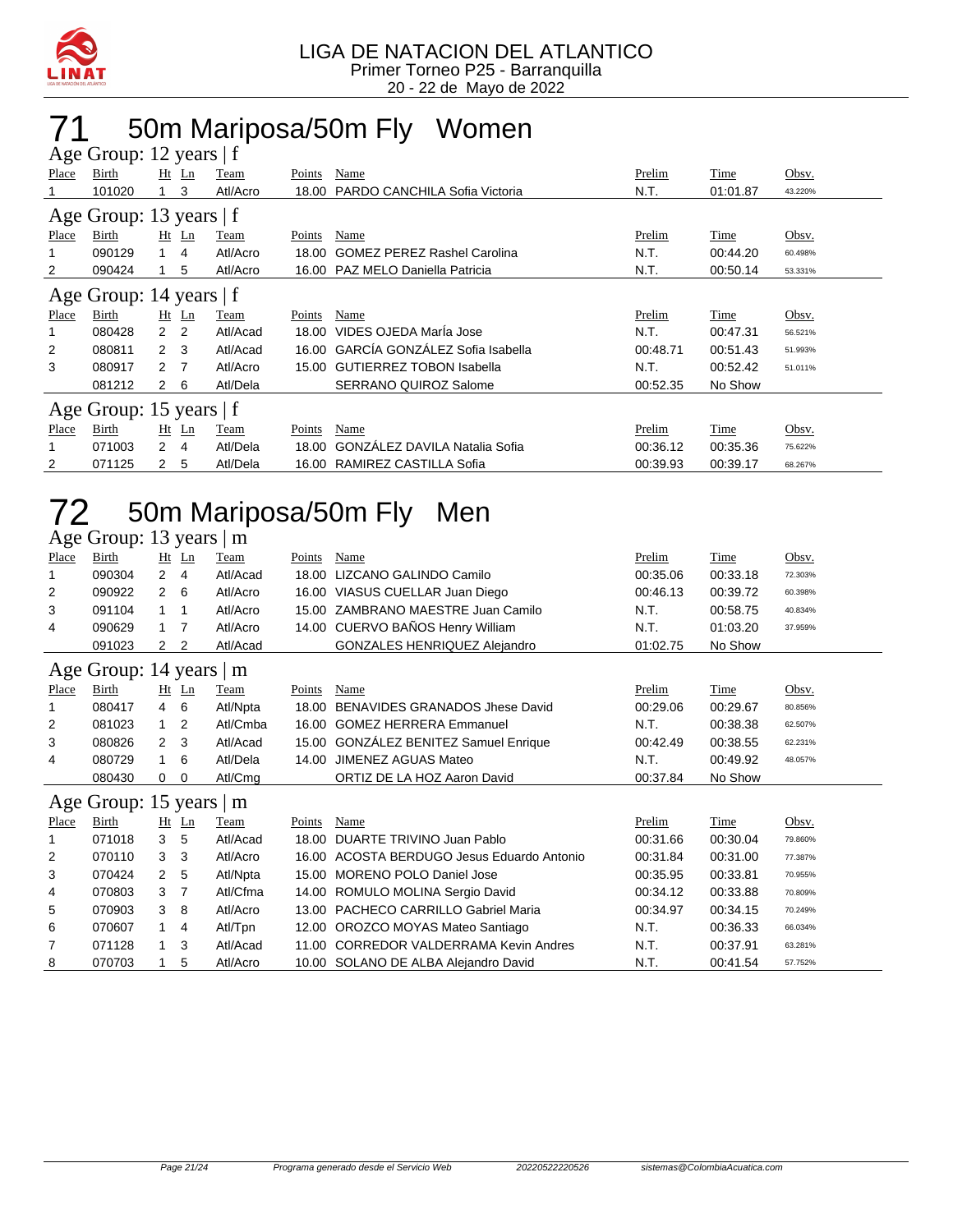# 71 50m Mariposa/50m Fly Women

### Age Group: 12 years | f

| Place | Birth | Ht | Ln | Team | Points | Name | Prelim | Time | Obsv. |
|---|---|---|---|---|---|---|---|---|---|
| 1 | 101020 | 1 | 3 | Atl/Acro | 18.00 | PARDO CANCHILA Sofia Victoria | N.T. | 01:01.87 | 43.220% |

### Age Group: 13 years | f

| Place | Birth | Ht | Ln | Team | Points | Name | Prelim | Time | Obsv. |
|---|---|---|---|---|---|---|---|---|---|
| 1 | 090129 | 1 | 4 | Atl/Acro | 18.00 | GOMEZ PEREZ Rashel Carolina | N.T. | 00:44.20 | 60.498% |
| 2 | 090424 | 1 | 5 | Atl/Acro | 16.00 | PAZ MELO Daniella Patricia | N.T. | 00:50.14 | 53.331% |

### Age Group: 14 years | f

| Place | Birth | Ht | Ln | Team | Points | Name | Prelim | Time | Obsv. |
|---|---|---|---|---|---|---|---|---|---|
| 1 | 080428 | 2 | 2 | Atl/Acad | 18.00 | VIDES OJEDA MarÍa Jose | N.T. | 00:47.31 | 56.521% |
| 2 | 080811 | 2 | 3 | Atl/Acad | 16.00 | GARCÍA GONZÁLEZ Sofia Isabella | 00:48.71 | 00:51.43 | 51.993% |
| 3 | 080917 | 2 | 7 | Atl/Acro | 15.00 | GUTIERREZ TOBON Isabella | N.T. | 00:52.42 | 51.011% |
|  | 081212 | 2 | 6 | Atl/Dela |  | SERRANO QUIROZ Salome | 00:52.35 | No Show |  |

### Age Group: 15 years | f

| Place | Birth | Ht | Ln | Team | Points | Name | Prelim | Time | Obsv. |
|---|---|---|---|---|---|---|---|---|---|
| 1 | 071003 | 2 | 4 | Atl/Dela | 18.00 | GONZÁLEZ DAVILA Natalia Sofia | 00:36.12 | 00:35.36 | 75.622% |
| 2 | 071125 | 2 | 5 | Atl/Dela | 16.00 | RAMIREZ CASTILLA Sofia | 00:39.93 | 00:39.17 | 68.267% |

# 72 50m Mariposa/50m Fly Men

### Age Group: 13 years | m

| Place | Birth | Ht | Ln | Team | Points | Name | Prelim | Time | Obsv. |
|---|---|---|---|---|---|---|---|---|---|
| 1 | 090304 | 2 | 4 | Atl/Acad | 18.00 | LIZCANO GALINDO Camilo | 00:35.06 | 00:33.18 | 72.303% |
| 2 | 090922 | 2 | 6 | Atl/Acro | 16.00 | VIASUS CUELLAR Juan Diego | 00:46.13 | 00:39.72 | 60.398% |
| 3 | 091104 | 1 | 1 | Atl/Acro | 15.00 | ZAMBRANO MAESTRE Juan Camilo | N.T. | 00:58.75 | 40.834% |
| 4 | 090629 | 1 | 7 | Atl/Acro | 14.00 | CUERVO BAÑOS Henry William | N.T. | 01:03.20 | 37.959% |
|  | 091023 | 2 | 2 | Atl/Acad |  | GONZALES HENRIQUEZ Alejandro | 01:02.75 | No Show |  |

### Age Group: 14 years | m

| Place | Birth | Ht | Ln | Team | Points | Name | Prelim | Time | Obsv. |
|---|---|---|---|---|---|---|---|---|---|
| 1 | 080417 | 4 | 6 | Atl/Npta | 18.00 | BENAVIDES GRANADOS Jhese David | 00:29.06 | 00:29.67 | 80.856% |
| 2 | 081023 | 1 | 2 | Atl/Cmba | 16.00 | GOMEZ HERRERA Emmanuel | N.T. | 00:38.38 | 62.507% |
| 3 | 080826 | 2 | 3 | Atl/Acad | 15.00 | GONZÁLEZ BENITEZ Samuel Enrique | 00:42.49 | 00:38.55 | 62.231% |
| 4 | 080729 | 1 | 6 | Atl/Dela | 14.00 | JIMENEZ AGUAS Mateo | N.T. | 00:49.92 | 48.057% |
|  | 080430 | 0 | 0 | Atl/Cmg |  | ORTIZ DE LA HOZ Aaron David | 00:37.84 | No Show |  |

### Age Group: 15 years | m

| Place | Birth | Ht | Ln | Team | Points | Name | Prelim | Time | Obsv. |
|---|---|---|---|---|---|---|---|---|---|
| 1 | 071018 | 3 | 5 | Atl/Acad | 18.00 | DUARTE TRIVINO Juan Pablo | 00:31.66 | 00:30.04 | 79.860% |
| 2 | 070110 | 3 | 3 | Atl/Acro | 16.00 | ACOSTA BERDUGO Jesus Eduardo Antonio | 00:31.84 | 00:31.00 | 77.387% |
| 3 | 070424 | 2 | 5 | Atl/Npta | 15.00 | MORENO POLO Daniel Jose | 00:35.95 | 00:33.81 | 70.955% |
| 4 | 070803 | 3 | 7 | Atl/Cfma | 14.00 | ROMULO MOLINA Sergio David | 00:34.12 | 00:33.88 | 70.809% |
| 5 | 070903 | 3 | 8 | Atl/Acro | 13.00 | PACHECO CARRILLO Gabriel Maria | 00:34.97 | 00:34.15 | 70.249% |
| 6 | 070607 | 1 | 4 | Atl/Tpn | 12.00 | OROZCO MOYAS Mateo Santiago | N.T. | 00:36.33 | 66.034% |
| 7 | 071128 | 1 | 3 | Atl/Acad | 11.00 | CORREDOR VALDERRAMA Kevin Andres | N.T. | 00:37.91 | 63.281% |
| 8 | 070703 | 1 | 5 | Atl/Acro | 10.00 | SOLANO DE ALBA Alejandro David | N.T. | 00:41.54 | 57.752% |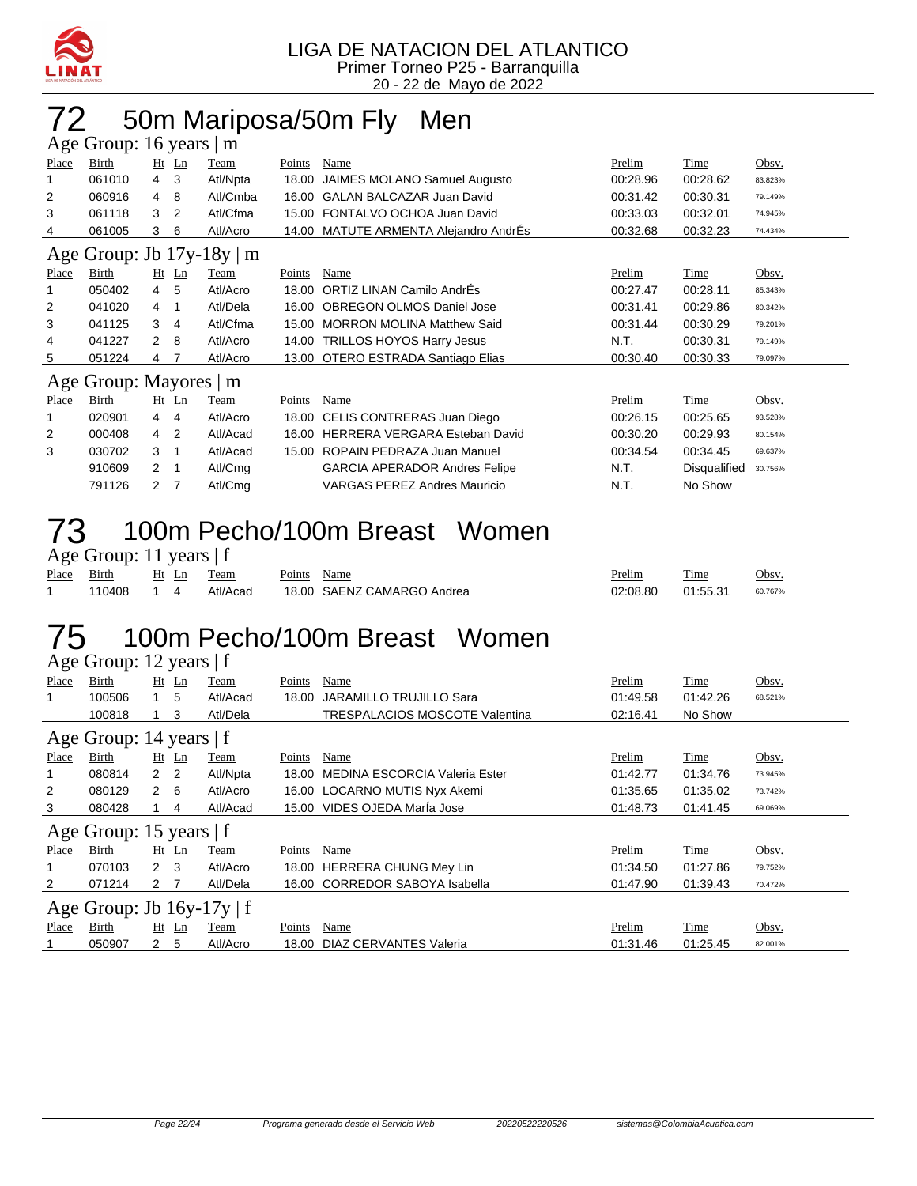LIGA DE NATACION DEL ATLANTICO
Primer Torneo P25 - Barranquilla
20 - 22 de Mayo de 2022

# 72 50m Mariposa/50m Fly Men

## Age Group: 16 years | m

| Place | Birth | Ht | Ln | Team | Points | Name | Prelim | Time | Obsv. |
|---|---|---|---|---|---|---|---|---|---|
| 1 | 061010 | 4 | 3 | Atl/Npta | 18.00 | JAIMES MOLANO Samuel Augusto | 00:28.96 | 00:28.62 | 83.823% |
| 2 | 060916 | 4 | 8 | Atl/Cmba | 16.00 | GALAN BALCAZAR Juan David | 00:31.42 | 00:30.31 | 79.149% |
| 3 | 061118 | 3 | 2 | Atl/Cfma | 15.00 | FONTALVO OCHOA Juan David | 00:33.03 | 00:32.01 | 74.945% |
| 4 | 061005 | 3 | 6 | Atl/Acro | 14.00 | MATUTE ARMENTA Alejandro AndrÉs | 00:32.68 | 00:32.23 | 74.434% |

## Age Group: Jb 17y-18y | m

| Place | Birth | Ht | Ln | Team | Points | Name | Prelim | Time | Obsv. |
|---|---|---|---|---|---|---|---|---|---|
| 1 | 050402 | 4 | 5 | Atl/Acro | 18.00 | ORTIZ LINAN Camilo AndrÉs | 00:27.47 | 00:28.11 | 85.343% |
| 2 | 041020 | 4 | 1 | Atl/Dela | 16.00 | OBREGON OLMOS Daniel Jose | 00:31.41 | 00:29.86 | 80.342% |
| 3 | 041125 | 3 | 4 | Atl/Cfma | 15.00 | MORRON MOLINA Matthew Said | 00:31.44 | 00:30.29 | 79.201% |
| 4 | 041227 | 2 | 8 | Atl/Acro | 14.00 | TRILLOS HOYOS Harry Jesus | N.T. | 00:30.31 | 79.149% |
| 5 | 051224 | 4 | 7 | Atl/Acro | 13.00 | OTERO ESTRADA Santiago Elias | 00:30.40 | 00:30.33 | 79.097% |

## Age Group: Mayores | m

| Place | Birth | Ht | Ln | Team | Points | Name | Prelim | Time | Obsv. |
|---|---|---|---|---|---|---|---|---|---|
| 1 | 020901 | 4 | 4 | Atl/Acro | 18.00 | CELIS CONTRERAS Juan Diego | 00:26.15 | 00:25.65 | 93.528% |
| 2 | 000408 | 4 | 2 | Atl/Acad | 16.00 | HERRERA VERGARA Esteban David | 00:30.20 | 00:29.93 | 80.154% |
| 3 | 030702 | 3 | 1 | Atl/Acad | 15.00 | ROPAIN PEDRAZA Juan Manuel | 00:34.54 | 00:34.45 | 69.637% |
|  | 910609 | 2 | 1 | Atl/Cmg |  | GARCIA APERADOR Andres Felipe | N.T. | Disqualified | 30.756% |
|  | 791126 | 2 | 7 | Atl/Cmg |  | VARGAS PEREZ Andres Mauricio | N.T. | No Show |  |

# 73 100m Pecho/100m Breast Women

## Age Group: 11 years | f

| Place | Birth | Ht | Ln | Team | Points | Name | Prelim | Time | Obsv. |
|---|---|---|---|---|---|---|---|---|---|
| 1 | 110408 | 1 | 4 | Atl/Acad | 18.00 | SAENZ CAMARGO Andrea | 02:08.80 | 01:55.31 | 60.767% |

# 75 100m Pecho/100m Breast Women

## Age Group: 12 years | f

| Place | Birth | Ht | Ln | Team | Points | Name | Prelim | Time | Obsv. |
|---|---|---|---|---|---|---|---|---|---|
| 1 | 100506 | 1 | 5 | Atl/Acad | 18.00 | JARAMILLO TRUJILLO Sara | 01:49.58 | 01:42.26 | 68.521% |
|  | 100818 | 1 | 3 | Atl/Dela |  | TRESPALACIOS MOSCOTE Valentina | 02:16.41 | No Show |  |

## Age Group: 14 years | f

| Place | Birth | Ht | Ln | Team | Points | Name | Prelim | Time | Obsv. |
|---|---|---|---|---|---|---|---|---|---|
| 1 | 080814 | 2 | 2 | Atl/Npta | 18.00 | MEDINA ESCORCIA Valeria Ester | 01:42.77 | 01:34.76 | 73.945% |
| 2 | 080129 | 2 | 6 | Atl/Acro | 16.00 | LOCARNO MUTIS Nyx Akemi | 01:35.65 | 01:35.02 | 73.742% |
| 3 | 080428 | 1 | 4 | Atl/Acad | 15.00 | VIDES OJEDA MarÍa Jose | 01:48.73 | 01:41.45 | 69.069% |

## Age Group: 15 years | f

| Place | Birth | Ht | Ln | Team | Points | Name | Prelim | Time | Obsv. |
|---|---|---|---|---|---|---|---|---|---|
| 1 | 070103 | 2 | 3 | Atl/Acro | 18.00 | HERRERA CHUNG Mey Lin | 01:34.50 | 01:27.86 | 79.752% |
| 2 | 071214 | 2 | 7 | Atl/Dela | 16.00 | CORREDOR SABOYA Isabella | 01:47.90 | 01:39.43 | 70.472% |

## Age Group: Jb 16y-17y | f

| Place | Birth | Ht | Ln | Team | Points | Name | Prelim | Time | Obsv. |
|---|---|---|---|---|---|---|---|---|---|
| 1 | 050907 | 2 | 5 | Atl/Acro | 18.00 | DIAZ CERVANTES Valeria | 01:31.46 | 01:25.45 | 82.001% |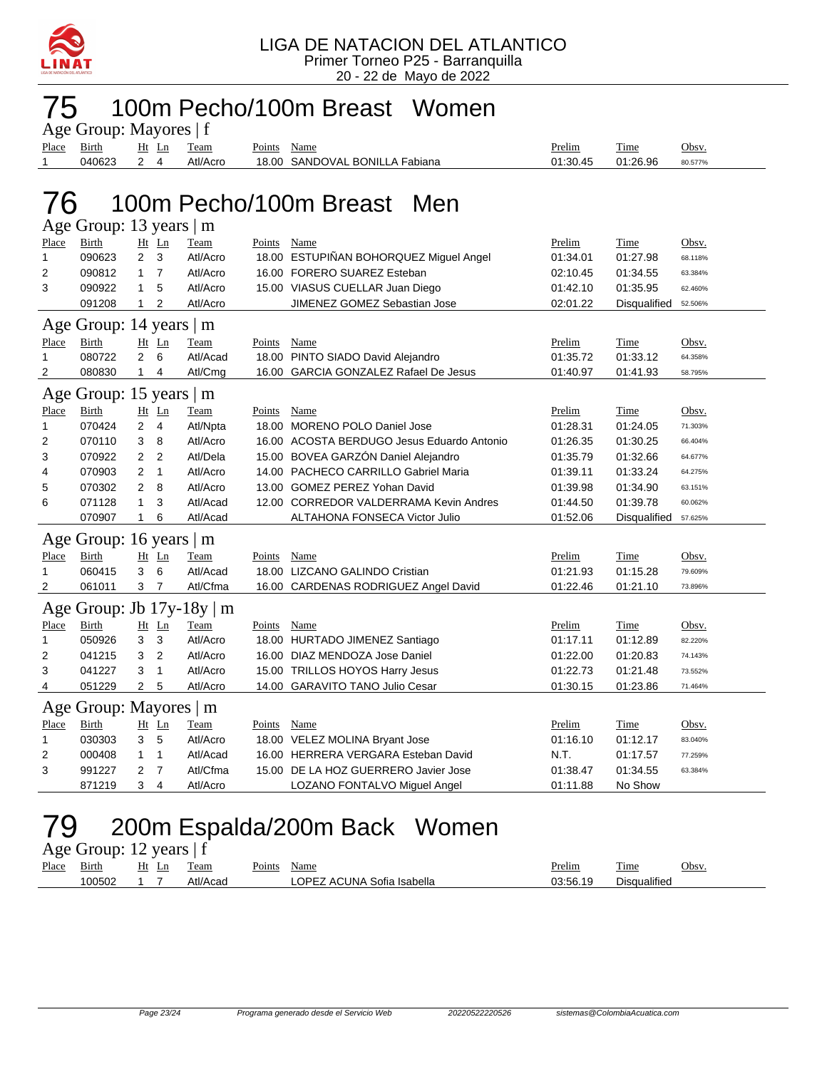LIGA DE NATACION DEL ATLANTICO
Primer Torneo P25 - Barranquilla
20 - 22 de Mayo de 2022

# 75 100m Pecho/100m Breast Women

### Age Group: Mayores | f

| Place | Birth | Ht | Ln | Team | Points | Name | Prelim | Time | Obsv. |
|---|---|---|---|---|---|---|---|---|---|
| 1 | 040623 | 2 | 4 | Atl/Acro | 18.00 | SANDOVAL BONILLA Fabiana | 01:30.45 | 01:26.96 | 80.577% |

# 76 100m Pecho/100m Breast Men

### Age Group: 13 years | m

| Place | Birth | Ht | Ln | Team | Points | Name | Prelim | Time | Obsv. |
|---|---|---|---|---|---|---|---|---|---|
| 1 | 090623 | 2 | 3 | Atl/Acro | 18.00 | ESTUPIÑAN BOHORQUEZ Miguel Angel | 01:34.01 | 01:27.98 | 68.118% |
| 2 | 090812 | 1 | 7 | Atl/Acro | 16.00 | FORERO SUAREZ Esteban | 02:10.45 | 01:34.55 | 63.384% |
| 3 | 090922 | 1 | 5 | Atl/Acro | 15.00 | VIASUS CUELLAR Juan Diego | 01:42.10 | 01:35.95 | 62.460% |
|  | 091208 | 1 | 2 | Atl/Acro |  | JIMENEZ GOMEZ Sebastian Jose | 02:01.22 | Disqualified | 52.506% |

### Age Group: 14 years | m

| Place | Birth | Ht | Ln | Team | Points | Name | Prelim | Time | Obsv. |
|---|---|---|---|---|---|---|---|---|---|
| 1 | 080722 | 2 | 6 | Atl/Acad | 18.00 | PINTO SIADO David Alejandro | 01:35.72 | 01:33.12 | 64.358% |
| 2 | 080830 | 1 | 4 | Atl/Cmg | 16.00 | GARCIA GONZALEZ Rafael De Jesus | 01:40.97 | 01:41.93 | 58.795% |

### Age Group: 15 years | m

| Place | Birth | Ht | Ln | Team | Points | Name | Prelim | Time | Obsv. |
|---|---|---|---|---|---|---|---|---|---|
| 1 | 070424 | 2 | 4 | Atl/Npta | 18.00 | MORENO POLO Daniel Jose | 01:28.31 | 01:24.05 | 71.303% |
| 2 | 070110 | 3 | 8 | Atl/Acro | 16.00 | ACOSTA BERDUGO Jesus Eduardo Antonio | 01:26.35 | 01:30.25 | 66.404% |
| 3 | 070922 | 2 | 2 | Atl/Dela | 15.00 | BOVEA GARZÓN Daniel Alejandro | 01:35.79 | 01:32.66 | 64.677% |
| 4 | 070903 | 2 | 1 | Atl/Acro | 14.00 | PACHECO CARRILLO Gabriel Maria | 01:39.11 | 01:33.24 | 64.275% |
| 5 | 070302 | 2 | 8 | Atl/Acro | 13.00 | GOMEZ PEREZ Yohan David | 01:39.98 | 01:34.90 | 63.151% |
| 6 | 071128 | 1 | 3 | Atl/Acad | 12.00 | CORREDOR VALDERRAMA Kevin Andres | 01:44.50 | 01:39.78 | 60.062% |
|  | 070907 | 1 | 6 | Atl/Acad |  | ALTAHONA FONSECA Victor Julio | 01:52.06 | Disqualified | 57.625% |

### Age Group: 16 years | m

| Place | Birth | Ht | Ln | Team | Points | Name | Prelim | Time | Obsv. |
|---|---|---|---|---|---|---|---|---|---|
| 1 | 060415 | 3 | 6 | Atl/Acad | 18.00 | LIZCANO GALINDO Cristian | 01:21.93 | 01:15.28 | 79.609% |
| 2 | 061011 | 3 | 7 | Atl/Cfma | 16.00 | CARDENAS RODRIGUEZ Angel David | 01:22.46 | 01:21.10 | 73.896% |

### Age Group: Jb 17y-18y | m

| Place | Birth | Ht | Ln | Team | Points | Name | Prelim | Time | Obsv. |
|---|---|---|---|---|---|---|---|---|---|
| 1 | 050926 | 3 | 3 | Atl/Acro | 18.00 | HURTADO JIMENEZ Santiago | 01:17.11 | 01:12.89 | 82.220% |
| 2 | 041215 | 3 | 2 | Atl/Acro | 16.00 | DIAZ MENDOZA Jose Daniel | 01:22.00 | 01:20.83 | 74.143% |
| 3 | 041227 | 3 | 1 | Atl/Acro | 15.00 | TRILLOS HOYOS Harry Jesus | 01:22.73 | 01:21.48 | 73.552% |
| 4 | 051229 | 2 | 5 | Atl/Acro | 14.00 | GARAVITO TANO Julio Cesar | 01:30.15 | 01:23.86 | 71.464% |

### Age Group: Mayores | m

| Place | Birth | Ht | Ln | Team | Points | Name | Prelim | Time | Obsv. |
|---|---|---|---|---|---|---|---|---|---|
| 1 | 030303 | 3 | 5 | Atl/Acro | 18.00 | VELEZ MOLINA Bryant Jose | 01:16.10 | 01:12.17 | 83.040% |
| 2 | 000408 | 1 | 1 | Atl/Acad | 16.00 | HERRERA VERGARA Esteban David | N.T. | 01:17.57 | 77.259% |
| 3 | 991227 | 2 | 7 | Atl/Cfma | 15.00 | DE LA HOZ GUERRERO Javier Jose | 01:38.47 | 01:34.55 | 63.384% |
|  | 871219 | 3 | 4 | Atl/Acro |  | LOZANO FONTALVO Miguel Angel | 01:11.88 | No Show |  |

# 79 200m Espalda/200m Back Women

### Age Group: 12 years | f

| Place | Birth | Ht | Ln | Team | Points | Name | Prelim | Time | Obsv. |
|---|---|---|---|---|---|---|---|---|---|
|  | 100502 | 1 | 7 | Atl/Acad |  | LOPEZ ACUNA Sofia Isabella | 03:56.19 | Disqualified |  |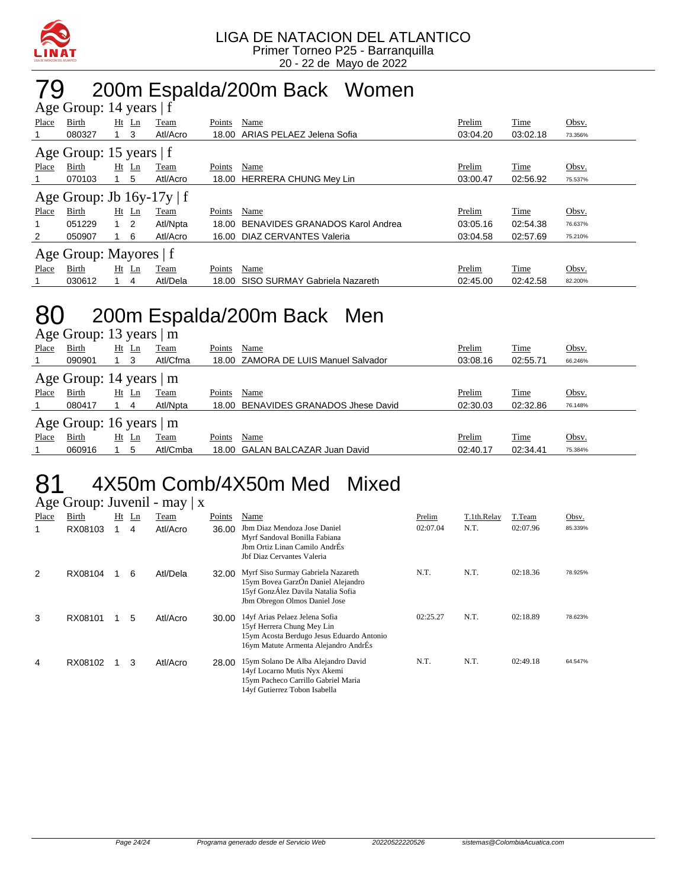LIGA DE NATACION DEL ATLANTICO
Primer Torneo P25 - Barranquilla
20 - 22 de Mayo de 2022

# 79 200m Espalda/200m Back Women

### Age Group: 14 years | f

| Place | Birth | Ht | Ln | Team | Points | Name | Prelim | Time | Obsv. |
|---|---|---|---|---|---|---|---|---|---|
| 1 | 080327 | 1 | 3 | Atl/Acro | 18.00 | ARIAS PELAEZ Jelena Sofia | 03:04.20 | 03:02.18 | 73.356% |

### Age Group: 15 years | f

| Place | Birth | Ht | Ln | Team | Points | Name | Prelim | Time | Obsv. |
|---|---|---|---|---|---|---|---|---|---|
| 1 | 070103 | 1 | 5 | Atl/Acro | 18.00 | HERRERA CHUNG Mey Lin | 03:00.47 | 02:56.92 | 75.537% |

### Age Group: Jb 16y-17y | f

| Place | Birth | Ht | Ln | Team | Points | Name | Prelim | Time | Obsv. |
|---|---|---|---|---|---|---|---|---|---|
| 1 | 051229 | 1 | 2 | Atl/Npta | 18.00 | BENAVIDES GRANADOS Karol Andrea | 03:05.16 | 02:54.38 | 76.637% |
| 2 | 050907 | 1 | 6 | Atl/Acro | 16.00 | DIAZ CERVANTES Valeria | 03:04.58 | 02:57.69 | 75.210% |

### Age Group: Mayores | f

| Place | Birth | Ht | Ln | Team | Points | Name | Prelim | Time | Obsv. |
|---|---|---|---|---|---|---|---|---|---|
| 1 | 030612 | 1 | 4 | Atl/Dela | 18.00 | SISO SURMAY Gabriela Nazareth | 02:45.00 | 02:42.58 | 82.200% |

# 80 200m Espalda/200m Back Men

### Age Group: 13 years | m

| Place | Birth | Ht | Ln | Team | Points | Name | Prelim | Time | Obsv. |
|---|---|---|---|---|---|---|---|---|---|
| 1 | 090901 | 1 | 3 | Atl/Cfma | 18.00 | ZAMORA DE LUIS Manuel Salvador | 03:08.16 | 02:55.71 | 66.246% |

### Age Group: 14 years | m

| Place | Birth | Ht | Ln | Team | Points | Name | Prelim | Time | Obsv. |
|---|---|---|---|---|---|---|---|---|---|
| 1 | 080417 | 1 | 4 | Atl/Npta | 18.00 | BENAVIDES GRANADOS Jhese David | 02:30.03 | 02:32.86 | 76.148% |

### Age Group: 16 years | m

| Place | Birth | Ht | Ln | Team | Points | Name | Prelim | Time | Obsv. |
|---|---|---|---|---|---|---|---|---|---|
| 1 | 060916 | 1 | 5 | Atl/Cmba | 18.00 | GALAN BALCAZAR Juan David | 02:40.17 | 02:34.41 | 75.384% |

# 81 4X50m Comb/4X50m Med Mixed

### Age Group: Juvenil - may | x

| Place | Birth | Ht | Ln | Team | Points | Name | Prelim | T.1th.Relay | T.Team | Obsv. |
|---|---|---|---|---|---|---|---|---|---|---|
| 1 | RX08103 | 1 | 4 | Atl/Acro | 36.00 | Jbm Diaz Mendoza Jose Daniel<br>Myrf Sandoval Bonilla Fabiana<br>Jbm Ortiz Linan Camilo AndrÉs<br>Jbf Diaz Cervantes Valeria | 02:07.04 | N.T. | 02:07.96 | 85.339% |
| 2 | RX08104 | 1 | 6 | Atl/Dela | 32.00 | Myrf Siso Surmay Gabriela Nazareth<br>15ym Bovea GarzÓn Daniel Alejandro<br>15yf GonzÁlez Davila Natalia Sofia<br>Jbm Obregon Olmos Daniel Jose | N.T. | N.T. | 02:18.36 | 78.925% |
| 3 | RX08101 | 1 | 5 | Atl/Acro | 30.00 | 14yf Arias Pelaez Jelena Sofia<br>15yf Herrera Chung Mey Lin<br>15ym Acosta Berdugo Jesus Eduardo Antonio<br>16ym Matute Armenta Alejandro AndrÉs | 02:25.27 | N.T. | 02:18.89 | 78.623% |
| 4 | RX08102 | 1 | 3 | Atl/Acro | 28.00 | 15ym Solano De Alba Alejandro David<br>14yf Locarno Mutis Nyx Akemi<br>15ym Pacheco Carrillo Gabriel Maria<br>14yf Gutierrez Tobon Isabella | N.T. | N.T. | 02:49.18 | 64.547% |

Programa generado desde el Servicio Web 20220522220526 sistemas@ColombiaAcuatica.com